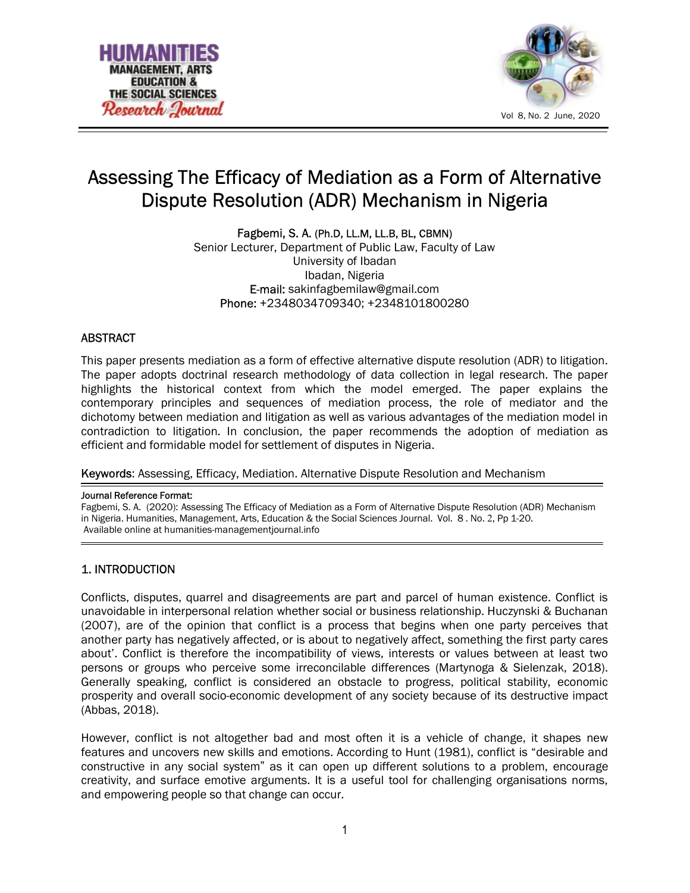# Assessing The Efficacy of Mediation as a Form of Alternative Dispute Resolution (ADR) Mechanism in Nigeria

**Fagbemi, S. A.** (Ph.D, LL.M, LL.B, BL, CBMN)
Senior Lecturer, Department of Public Law, Faculty of Law
University of Ibadan
Ibadan, Nigeria
**E-mail:** sakinfagbemilaw@gmail.com
**Phone:** +2348034709340; +2348101800280

## ABSTRACT

This paper presents mediation as a form of effective alternative dispute resolution (ADR) to litigation. The paper adopts doctrinal research methodology of data collection in legal research. The paper highlights the historical context from which the model emerged. The paper explains the contemporary principles and sequences of mediation process, the role of mediator and the dichotomy between mediation and litigation as well as various advantages of the mediation model in contradiction to litigation. In conclusion, the paper recommends the adoption of mediation as efficient and formidable model for settlement of disputes in Nigeria.

**Keywords**: Assessing, Efficacy, Mediation. Alternative Dispute Resolution and Mechanism

**Journal Reference Format:**
Fagbemi, S. A. (2020): Assessing The Efficacy of Mediation as a Form of Alternative Dispute Resolution (ADR) Mechanism in Nigeria. Humanities, Management, Arts, Education & the Social Sciences Journal. Vol. 8 . No. 2, Pp 1-20.
Available online at humanities-managementjournal.info

## 1. INTRODUCTION

Conflicts, disputes, quarrel and disagreements are part and parcel of human existence. Conflict is unavoidable in interpersonal relation whether social or business relationship. Huczynski & Buchanan (2007), are of the opinion that conflict is a process that begins when one party perceives that another party has negatively affected, or is about to negatively affect, something the first party cares about'. Conflict is therefore the incompatibility of views, interests or values between at least two persons or groups who perceive some irreconcilable differences (Martynoga & Sielenzak, 2018). Generally speaking, conflict is considered an obstacle to progress, political stability, economic prosperity and overall socio-economic development of any society because of its destructive impact (Abbas, 2018).

However, conflict is not altogether bad and most often it is a vehicle of change, it shapes new features and uncovers new skills and emotions. According to Hunt (1981), conflict is "desirable and constructive in any social system" as it can open up different solutions to a problem, encourage creativity, and surface emotive arguments. It is a useful tool for challenging organisations norms, and empowering people so that change can occur.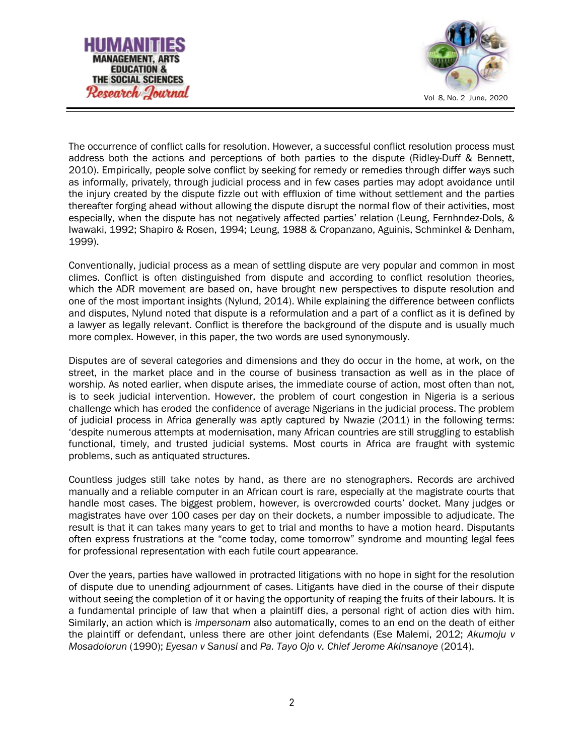The occurrence of conflict calls for resolution. However, a successful conflict resolution process must address both the actions and perceptions of both parties to the dispute (Ridley-Duff & Bennett, 2010). Empirically, people solve conflict by seeking for remedy or remedies through differ ways such as informally, privately, through judicial process and in few cases parties may adopt avoidance until the injury created by the dispute fizzle out with effluxion of time without settlement and the parties thereafter forging ahead without allowing the dispute disrupt the normal flow of their activities, most especially, when the dispute has not negatively affected parties' relation (Leung, Fernhndez-Dols, & Iwawaki, 1992; Shapiro & Rosen, 1994; Leung, 1988 & Cropanzano, Aguinis, Schminkel & Denham, 1999).

Conventionally, judicial process as a mean of settling dispute are very popular and common in most climes. Conflict is often distinguished from dispute and according to conflict resolution theories, which the ADR movement are based on, have brought new perspectives to dispute resolution and one of the most important insights (Nylund, 2014). While explaining the difference between conflicts and disputes, Nylund noted that dispute is a reformulation and a part of a conflict as it is defined by a lawyer as legally relevant. Conflict is therefore the background of the dispute and is usually much more complex. However, in this paper, the two words are used synonymously.

Disputes are of several categories and dimensions and they do occur in the home, at work, on the street, in the market place and in the course of business transaction as well as in the place of worship. As noted earlier, when dispute arises, the immediate course of action, most often than not, is to seek judicial intervention. However, the problem of court congestion in Nigeria is a serious challenge which has eroded the confidence of average Nigerians in the judicial process. The problem of judicial process in Africa generally was aptly captured by Nwazie (2011) in the following terms: 'despite numerous attempts at modernisation, many African countries are still struggling to establish functional, timely, and trusted judicial systems. Most courts in Africa are fraught with systemic problems, such as antiquated structures.

Countless judges still take notes by hand, as there are no stenographers. Records are archived manually and a reliable computer in an African court is rare, especially at the magistrate courts that handle most cases. The biggest problem, however, is overcrowded courts' docket. Many judges or magistrates have over 100 cases per day on their dockets, a number impossible to adjudicate. The result is that it can takes many years to get to trial and months to have a motion heard. Disputants often express frustrations at the "come today, come tomorrow" syndrome and mounting legal fees for professional representation with each futile court appearance.

Over the years, parties have wallowed in protracted litigations with no hope in sight for the resolution of dispute due to unending adjournment of cases. Litigants have died in the course of their dispute without seeing the completion of it or having the opportunity of reaping the fruits of their labours. It is a fundamental principle of law that when a plaintiff dies, a personal right of action dies with him. Similarly, an action which is *impersonam* also automatically, comes to an end on the death of either the plaintiff or defendant, unless there are other joint defendants (Ese Malemi, 2012; *Akumoju v Mosadolorun* (1990); *Eyesan v Sanusi* and *Pa. Tayo Ojo v. Chief Jerome Akinsanoye* (2014).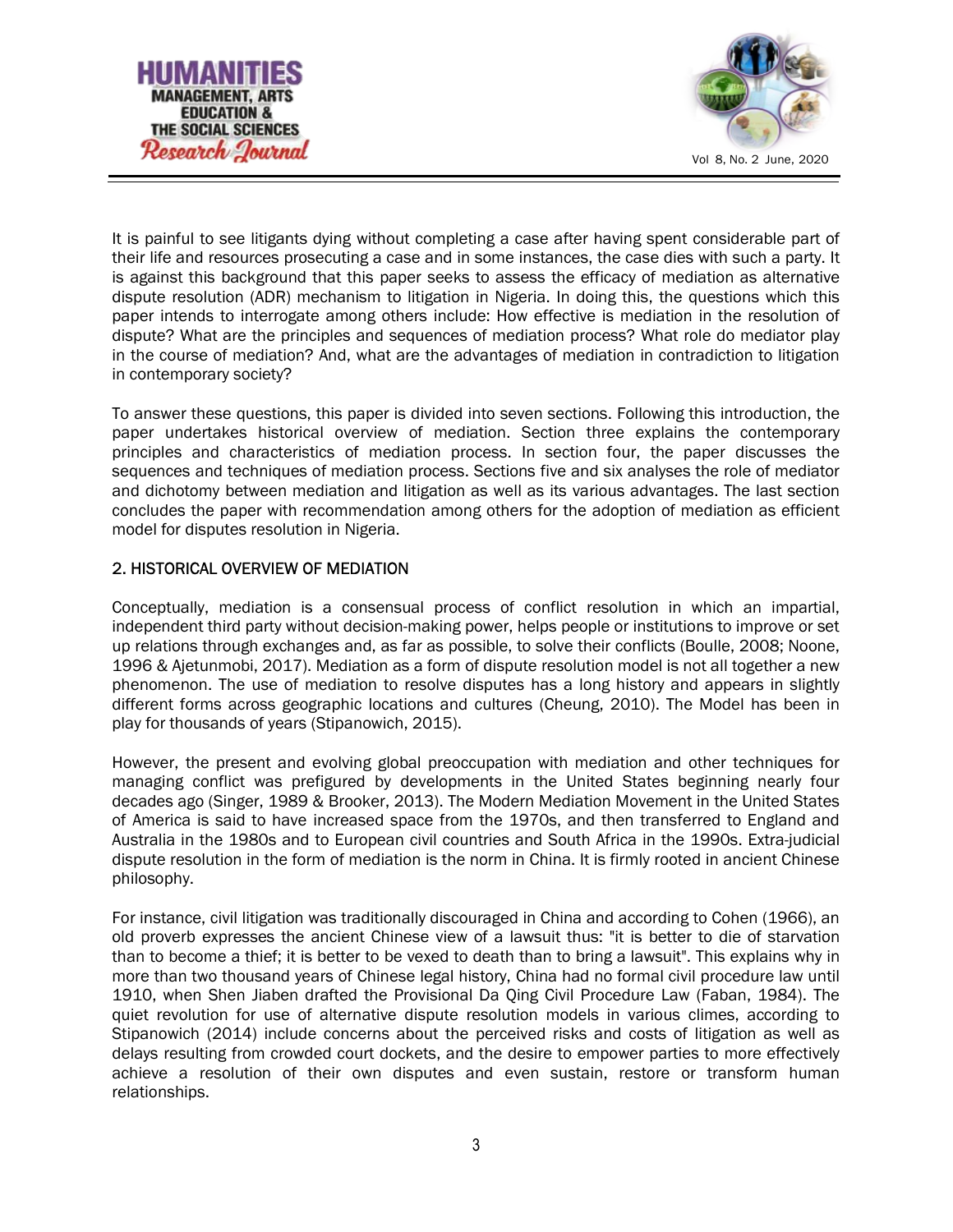It is painful to see litigants dying without completing a case after having spent considerable part of their life and resources prosecuting a case and in some instances, the case dies with such a party. It is against this background that this paper seeks to assess the efficacy of mediation as alternative dispute resolution (ADR) mechanism to litigation in Nigeria. In doing this, the questions which this paper intends to interrogate among others include: How effective is mediation in the resolution of dispute? What are the principles and sequences of mediation process? What role do mediator play in the course of mediation? And, what are the advantages of mediation in contradiction to litigation in contemporary society?

To answer these questions, this paper is divided into seven sections. Following this introduction, the paper undertakes historical overview of mediation. Section three explains the contemporary principles and characteristics of mediation process. In section four, the paper discusses the sequences and techniques of mediation process. Sections five and six analyses the role of mediator and dichotomy between mediation and litigation as well as its various advantages. The last section concludes the paper with recommendation among others for the adoption of mediation as efficient model for disputes resolution in Nigeria.

## 2. HISTORICAL OVERVIEW OF MEDIATION

Conceptually, mediation is a consensual process of conflict resolution in which an impartial, independent third party without decision-making power, helps people or institutions to improve or set up relations through exchanges and, as far as possible, to solve their conflicts (Boulle, 2008; Noone, 1996 & Ajetunmobi, 2017). Mediation as a form of dispute resolution model is not all together a new phenomenon. The use of mediation to resolve disputes has a long history and appears in slightly different forms across geographic locations and cultures (Cheung, 2010). The Model has been in play for thousands of years (Stipanowich, 2015).

However, the present and evolving global preoccupation with mediation and other techniques for managing conflict was prefigured by developments in the United States beginning nearly four decades ago (Singer, 1989 & Brooker, 2013). The Modern Mediation Movement in the United States of America is said to have increased space from the 1970s, and then transferred to England and Australia in the 1980s and to European civil countries and South Africa in the 1990s. Extra-judicial dispute resolution in the form of mediation is the norm in China. It is firmly rooted in ancient Chinese philosophy.

For instance, civil litigation was traditionally discouraged in China and according to Cohen (1966), an old proverb expresses the ancient Chinese view of a lawsuit thus: "it is better to die of starvation than to become a thief; it is better to be vexed to death than to bring a lawsuit". This explains why in more than two thousand years of Chinese legal history, China had no formal civil procedure law until 1910, when Shen Jiaben drafted the Provisional Da Qing Civil Procedure Law (Faban, 1984). The quiet revolution for use of alternative dispute resolution models in various climes, according to Stipanowich (2014) include concerns about the perceived risks and costs of litigation as well as delays resulting from crowded court dockets, and the desire to empower parties to more effectively achieve a resolution of their own disputes and even sustain, restore or transform human relationships.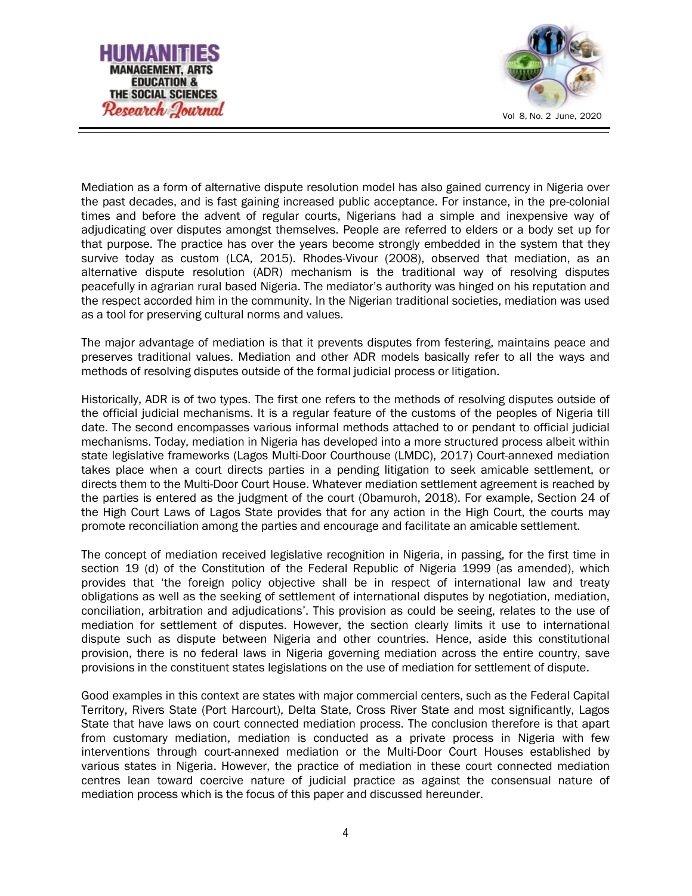Mediation as a form of alternative dispute resolution model has also gained currency in Nigeria over the past decades, and is fast gaining increased public acceptance. For instance, in the pre-colonial times and before the advent of regular courts, Nigerians had a simple and inexpensive way of adjudicating over disputes amongst themselves. People are referred to elders or a body set up for that purpose. The practice has over the years become strongly embedded in the system that they survive today as custom (LCA, 2015). Rhodes-Vivour (2008), observed that mediation, as an alternative dispute resolution (ADR) mechanism is the traditional way of resolving disputes peacefully in agrarian rural based Nigeria. The mediator's authority was hinged on his reputation and the respect accorded him in the community. In the Nigerian traditional societies, mediation was used as a tool for preserving cultural norms and values.

The major advantage of mediation is that it prevents disputes from festering, maintains peace and preserves traditional values. Mediation and other ADR models basically refer to all the ways and methods of resolving disputes outside of the formal judicial process or litigation.

Historically, ADR is of two types. The first one refers to the methods of resolving disputes outside of the official judicial mechanisms. It is a regular feature of the customs of the peoples of Nigeria till date. The second encompasses various informal methods attached to or pendant to official judicial mechanisms. Today, mediation in Nigeria has developed into a more structured process albeit within state legislative frameworks (Lagos Multi-Door Courthouse (LMDC), 2017) Court-annexed mediation takes place when a court directs parties in a pending litigation to seek amicable settlement, or directs them to the Multi-Door Court House. Whatever mediation settlement agreement is reached by the parties is entered as the judgment of the court (Obamuroh, 2018). For example, Section 24 of the High Court Laws of Lagos State provides that for any action in the High Court, the courts may promote reconciliation among the parties and encourage and facilitate an amicable settlement.

The concept of mediation received legislative recognition in Nigeria, in passing, for the first time in section 19 (d) of the Constitution of the Federal Republic of Nigeria 1999 (as amended), which provides that 'the foreign policy objective shall be in respect of international law and treaty obligations as well as the seeking of settlement of international disputes by negotiation, mediation, conciliation, arbitration and adjudications'. This provision as could be seeing, relates to the use of mediation for settlement of disputes. However, the section clearly limits it use to international dispute such as dispute between Nigeria and other countries. Hence, aside this constitutional provision, there is no federal laws in Nigeria governing mediation across the entire country, save provisions in the constituent states legislations on the use of mediation for settlement of dispute.

Good examples in this context are states with major commercial centers, such as the Federal Capital Territory, Rivers State (Port Harcourt), Delta State, Cross River State and most significantly, Lagos State that have laws on court connected mediation process. The conclusion therefore is that apart from customary mediation, mediation is conducted as a private process in Nigeria with few interventions through court-annexed mediation or the Multi-Door Court Houses established by various states in Nigeria. However, the practice of mediation in these court connected mediation centres lean toward coercive nature of judicial practice as against the consensual nature of mediation process which is the focus of this paper and discussed hereunder.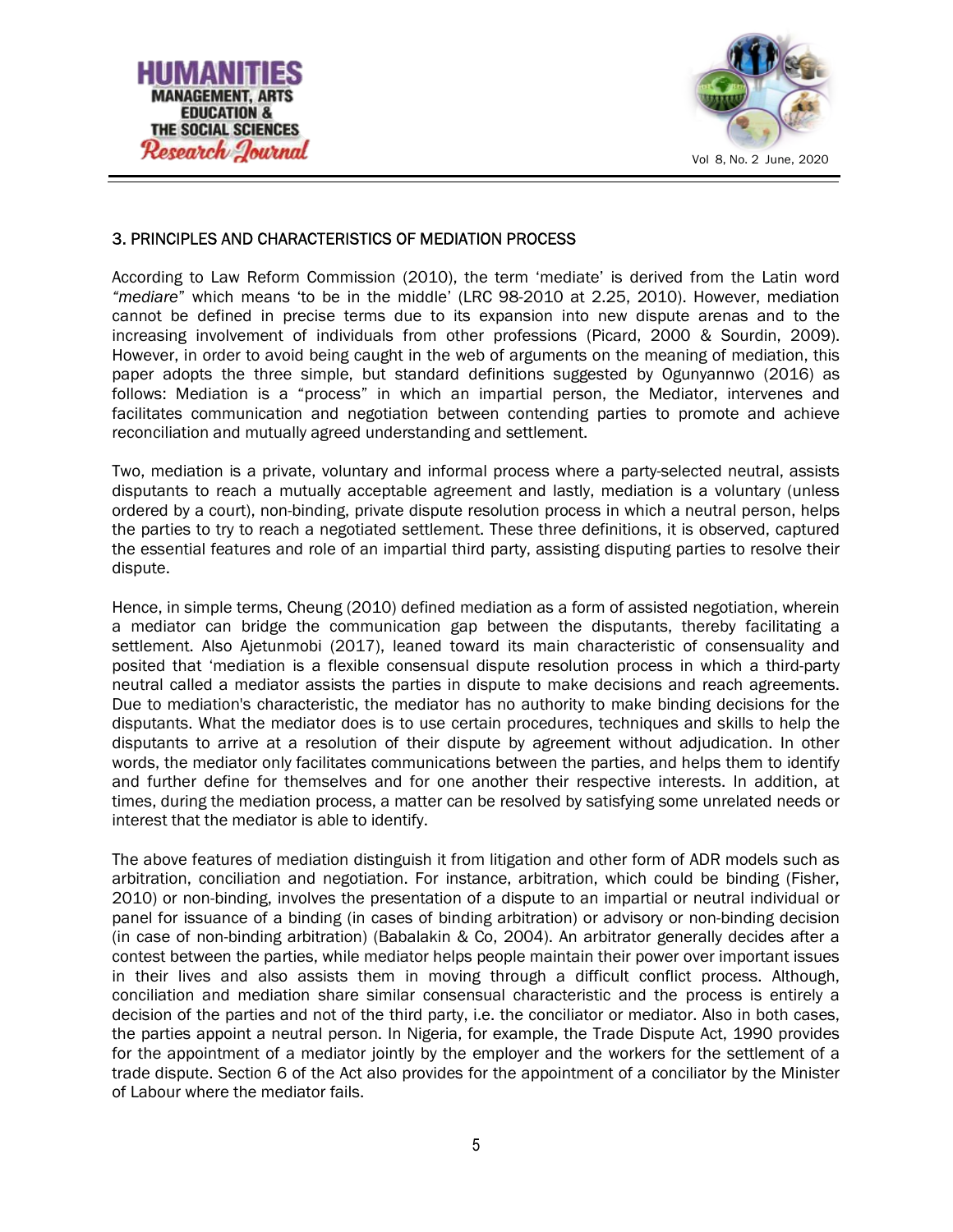## 3. PRINCIPLES AND CHARACTERISTICS OF MEDIATION PROCESS

According to Law Reform Commission (2010), the term 'mediate' is derived from the Latin word *"mediare"* which means 'to be in the middle' (LRC 98-2010 at 2.25, 2010). However, mediation cannot be defined in precise terms due to its expansion into new dispute arenas and to the increasing involvement of individuals from other professions (Picard, 2000 & Sourdin, 2009). However, in order to avoid being caught in the web of arguments on the meaning of mediation, this paper adopts the three simple, but standard definitions suggested by Ogunyannwo (2016) as follows: Mediation is a "process" in which an impartial person, the Mediator, intervenes and facilitates communication and negotiation between contending parties to promote and achieve reconciliation and mutually agreed understanding and settlement.

Two, mediation is a private, voluntary and informal process where a party-selected neutral, assists disputants to reach a mutually acceptable agreement and lastly, mediation is a voluntary (unless ordered by a court), non-binding, private dispute resolution process in which a neutral person, helps the parties to try to reach a negotiated settlement. These three definitions, it is observed, captured the essential features and role of an impartial third party, assisting disputing parties to resolve their dispute.

Hence, in simple terms, Cheung (2010) defined mediation as a form of assisted negotiation, wherein a mediator can bridge the communication gap between the disputants, thereby facilitating a settlement. Also Ajetunmobi (2017), leaned toward its main characteristic of consensuality and posited that 'mediation is a flexible consensual dispute resolution process in which a third-party neutral called a mediator assists the parties in dispute to make decisions and reach agreements. Due to mediation's characteristic, the mediator has no authority to make binding decisions for the disputants. What the mediator does is to use certain procedures, techniques and skills to help the disputants to arrive at a resolution of their dispute by agreement without adjudication. In other words, the mediator only facilitates communications between the parties, and helps them to identify and further define for themselves and for one another their respective interests. In addition, at times, during the mediation process, a matter can be resolved by satisfying some unrelated needs or interest that the mediator is able to identify.

The above features of mediation distinguish it from litigation and other form of ADR models such as arbitration, conciliation and negotiation. For instance, arbitration, which could be binding (Fisher, 2010) or non-binding, involves the presentation of a dispute to an impartial or neutral individual or panel for issuance of a binding (in cases of binding arbitration) or advisory or non-binding decision (in case of non-binding arbitration) (Babalakin & Co, 2004). An arbitrator generally decides after a contest between the parties, while mediator helps people maintain their power over important issues in their lives and also assists them in moving through a difficult conflict process. Although, conciliation and mediation share similar consensual characteristic and the process is entirely a decision of the parties and not of the third party, i.e. the conciliator or mediator. Also in both cases, the parties appoint a neutral person. In Nigeria, for example, the Trade Dispute Act, 1990 provides for the appointment of a mediator jointly by the employer and the workers for the settlement of a trade dispute. Section 6 of the Act also provides for the appointment of a conciliator by the Minister of Labour where the mediator fails.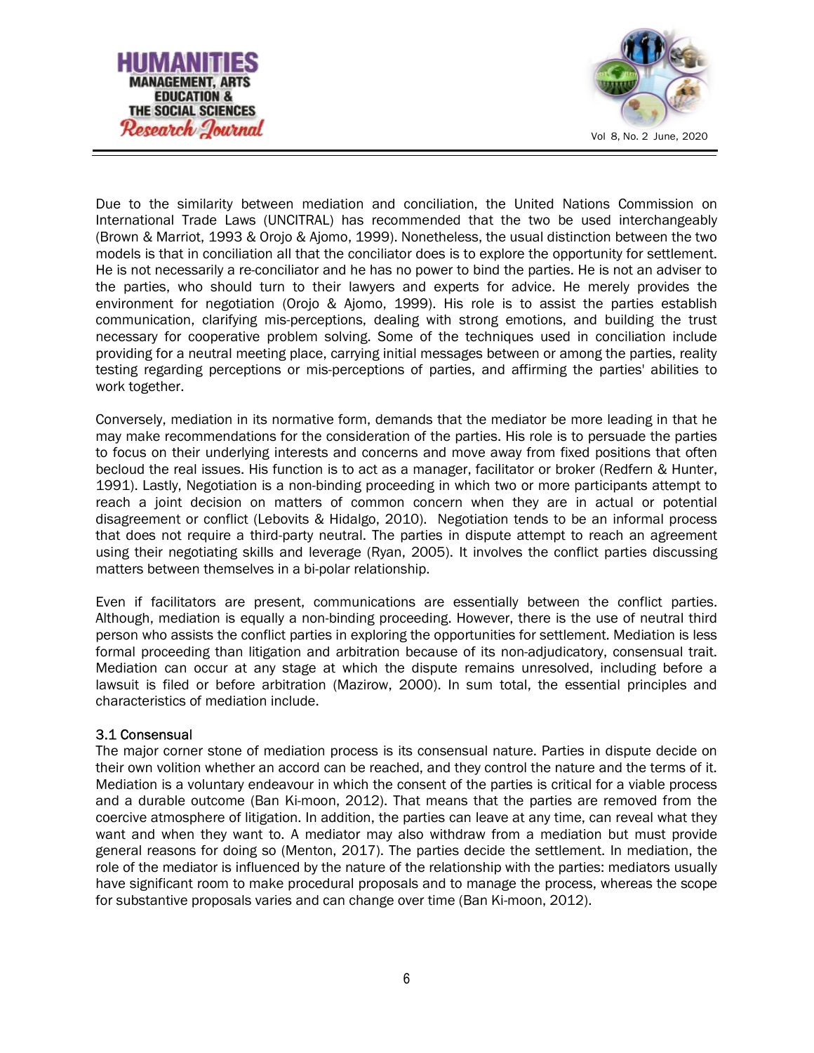Due to the similarity between mediation and conciliation, the United Nations Commission on International Trade Laws (UNCITRAL) has recommended that the two be used interchangeably (Brown & Marriot, 1993 & Orojo & Ajomo, 1999). Nonetheless, the usual distinction between the two models is that in conciliation all that the conciliator does is to explore the opportunity for settlement. He is not necessarily a re-conciliator and he has no power to bind the parties. He is not an adviser to the parties, who should turn to their lawyers and experts for advice. He merely provides the environment for negotiation (Orojo & Ajomo, 1999). His role is to assist the parties establish communication, clarifying mis-perceptions, dealing with strong emotions, and building the trust necessary for cooperative problem solving. Some of the techniques used in conciliation include providing for a neutral meeting place, carrying initial messages between or among the parties, reality testing regarding perceptions or mis-perceptions of parties, and affirming the parties' abilities to work together.

Conversely, mediation in its normative form, demands that the mediator be more leading in that he may make recommendations for the consideration of the parties. His role is to persuade the parties to focus on their underlying interests and concerns and move away from fixed positions that often becloud the real issues. His function is to act as a manager, facilitator or broker (Redfern & Hunter, 1991). Lastly, Negotiation is a non-binding proceeding in which two or more participants attempt to reach a joint decision on matters of common concern when they are in actual or potential disagreement or conflict (Lebovits & Hidalgo, 2010). Negotiation tends to be an informal process that does not require a third-party neutral. The parties in dispute attempt to reach an agreement using their negotiating skills and leverage (Ryan, 2005). It involves the conflict parties discussing matters between themselves in a bi-polar relationship.

Even if facilitators are present, communications are essentially between the conflict parties. Although, mediation is equally a non-binding proceeding. However, there is the use of neutral third person who assists the conflict parties in exploring the opportunities for settlement. Mediation is less formal proceeding than litigation and arbitration because of its non-adjudicatory, consensual trait. Mediation can occur at any stage at which the dispute remains unresolved, including before a lawsuit is filed or before arbitration (Mazirow, 2000). In sum total, the essential principles and characteristics of mediation include.

### 3.1 Consensual

The major corner stone of mediation process is its consensual nature. Parties in dispute decide on their own volition whether an accord can be reached, and they control the nature and the terms of it. Mediation is a voluntary endeavour in which the consent of the parties is critical for a viable process and a durable outcome (Ban Ki-moon, 2012). That means that the parties are removed from the coercive atmosphere of litigation. In addition, the parties can leave at any time, can reveal what they want and when they want to. A mediator may also withdraw from a mediation but must provide general reasons for doing so (Menton, 2017). The parties decide the settlement. In mediation, the role of the mediator is influenced by the nature of the relationship with the parties: mediators usually have significant room to make procedural proposals and to manage the process, whereas the scope for substantive proposals varies and can change over time (Ban Ki-moon, 2012).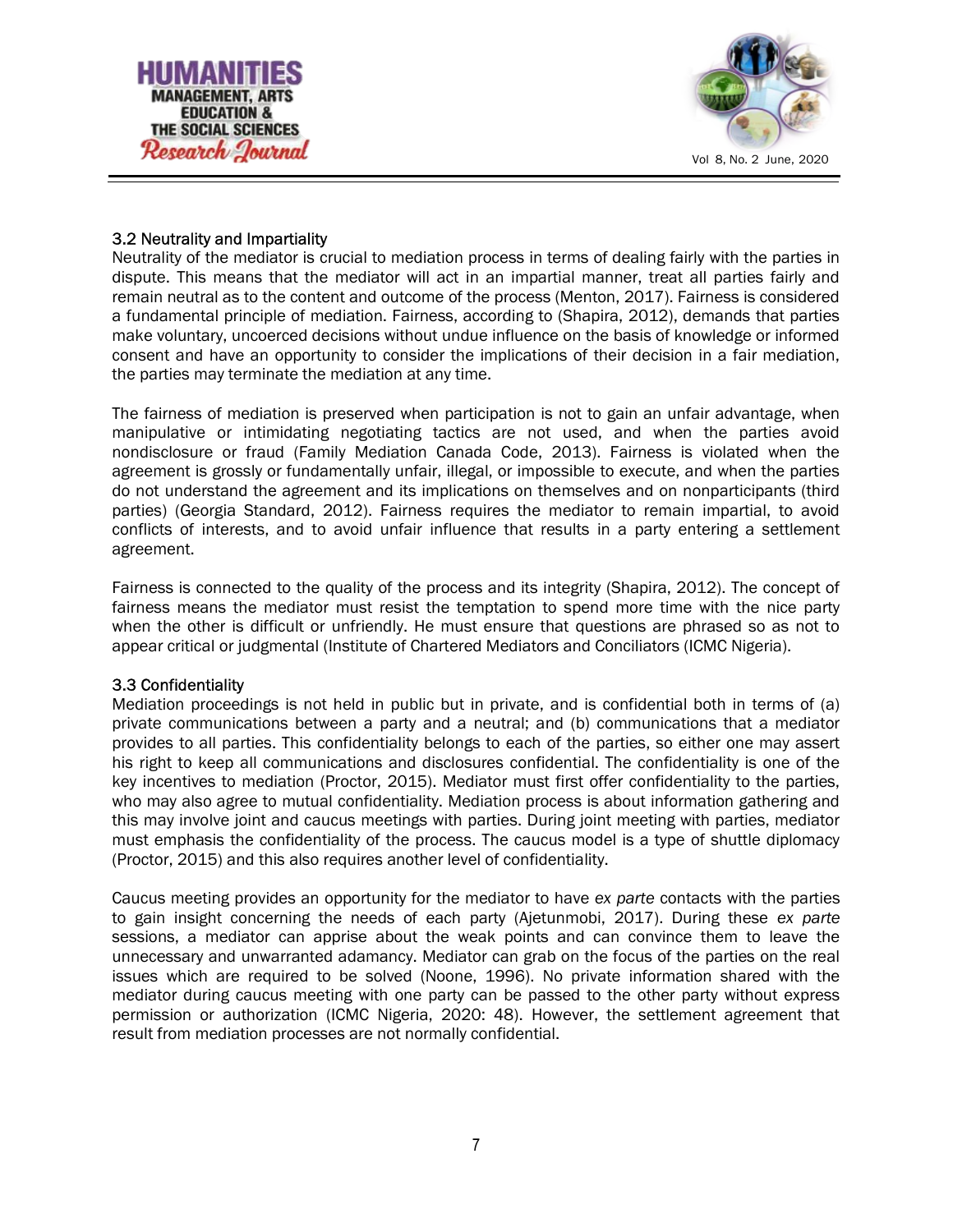### 3.2 Neutrality and Impartiality

Neutrality of the mediator is crucial to mediation process in terms of dealing fairly with the parties in dispute. This means that the mediator will act in an impartial manner, treat all parties fairly and remain neutral as to the content and outcome of the process (Menton, 2017). Fairness is considered a fundamental principle of mediation. Fairness, according to (Shapira, 2012), demands that parties make voluntary, uncoerced decisions without undue influence on the basis of knowledge or informed consent and have an opportunity to consider the implications of their decision in a fair mediation, the parties may terminate the mediation at any time.

The fairness of mediation is preserved when participation is not to gain an unfair advantage, when manipulative or intimidating negotiating tactics are not used, and when the parties avoid nondisclosure or fraud (Family Mediation Canada Code, 2013). Fairness is violated when the agreement is grossly or fundamentally unfair, illegal, or impossible to execute, and when the parties do not understand the agreement and its implications on themselves and on nonparticipants (third parties) (Georgia Standard, 2012). Fairness requires the mediator to remain impartial, to avoid conflicts of interests, and to avoid unfair influence that results in a party entering a settlement agreement.

Fairness is connected to the quality of the process and its integrity (Shapira, 2012). The concept of fairness means the mediator must resist the temptation to spend more time with the nice party when the other is difficult or unfriendly. He must ensure that questions are phrased so as not to appear critical or judgmental (Institute of Chartered Mediators and Conciliators (ICMC Nigeria).

### 3.3 Confidentiality

Mediation proceedings is not held in public but in private, and is confidential both in terms of (a) private communications between a party and a neutral; and (b) communications that a mediator provides to all parties. This confidentiality belongs to each of the parties, so either one may assert his right to keep all communications and disclosures confidential. The confidentiality is one of the key incentives to mediation (Proctor, 2015). Mediator must first offer confidentiality to the parties, who may also agree to mutual confidentiality. Mediation process is about information gathering and this may involve joint and caucus meetings with parties. During joint meeting with parties, mediator must emphasis the confidentiality of the process. The caucus model is a type of shuttle diplomacy (Proctor, 2015) and this also requires another level of confidentiality.

Caucus meeting provides an opportunity for the mediator to have *ex parte* contacts with the parties to gain insight concerning the needs of each party (Ajetunmobi, 2017). During these *ex parte* sessions, a mediator can apprise about the weak points and can convince them to leave the unnecessary and unwarranted adamancy. Mediator can grab on the focus of the parties on the real issues which are required to be solved (Noone, 1996). No private information shared with the mediator during caucus meeting with one party can be passed to the other party without express permission or authorization (ICMC Nigeria, 2020: 48). However, the settlement agreement that result from mediation processes are not normally confidential.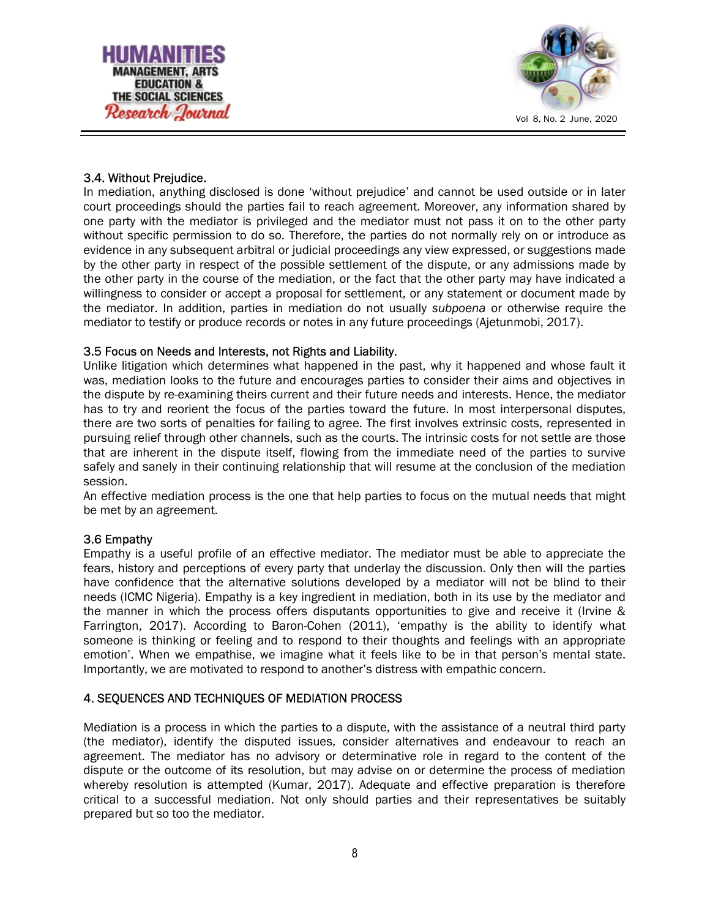### 3.4. Without Prejudice.

In mediation, anything disclosed is done 'without prejudice' and cannot be used outside or in later court proceedings should the parties fail to reach agreement. Moreover, any information shared by one party with the mediator is privileged and the mediator must not pass it on to the other party without specific permission to do so. Therefore, the parties do not normally rely on or introduce as evidence in any subsequent arbitral or judicial proceedings any view expressed, or suggestions made by the other party in respect of the possible settlement of the dispute, or any admissions made by the other party in the course of the mediation, or the fact that the other party may have indicated a willingness to consider or accept a proposal for settlement, or any statement or document made by the mediator. In addition, parties in mediation do not usually *subpoena* or otherwise require the mediator to testify or produce records or notes in any future proceedings (Ajetunmobi, 2017).

### 3.5 Focus on Needs and Interests, not Rights and Liability.

Unlike litigation which determines what happened in the past, why it happened and whose fault it was, mediation looks to the future and encourages parties to consider their aims and objectives in the dispute by re-examining theirs current and their future needs and interests. Hence, the mediator has to try and reorient the focus of the parties toward the future. In most interpersonal disputes, there are two sorts of penalties for failing to agree. The first involves extrinsic costs, represented in pursuing relief through other channels, such as the courts. The intrinsic costs for not settle are those that are inherent in the dispute itself, flowing from the immediate need of the parties to survive safely and sanely in their continuing relationship that will resume at the conclusion of the mediation session.

An effective mediation process is the one that help parties to focus on the mutual needs that might be met by an agreement.

### 3.6 Empathy

Empathy is a useful profile of an effective mediator. The mediator must be able to appreciate the fears, history and perceptions of every party that underlay the discussion. Only then will the parties have confidence that the alternative solutions developed by a mediator will not be blind to their needs (ICMC Nigeria). Empathy is a key ingredient in mediation, both in its use by the mediator and the manner in which the process offers disputants opportunities to give and receive it (Irvine & Farrington, 2017). According to Baron-Cohen (2011), 'empathy is the ability to identify what someone is thinking or feeling and to respond to their thoughts and feelings with an appropriate emotion'. When we empathise, we imagine what it feels like to be in that person's mental state. Importantly, we are motivated to respond to another's distress with empathic concern.

## 4. SEQUENCES AND TECHNIQUES OF MEDIATION PROCESS

Mediation is a process in which the parties to a dispute, with the assistance of a neutral third party (the mediator), identify the disputed issues, consider alternatives and endeavour to reach an agreement. The mediator has no advisory or determinative role in regard to the content of the dispute or the outcome of its resolution, but may advise on or determine the process of mediation whereby resolution is attempted (Kumar, 2017). Adequate and effective preparation is therefore critical to a successful mediation. Not only should parties and their representatives be suitably prepared but so too the mediator.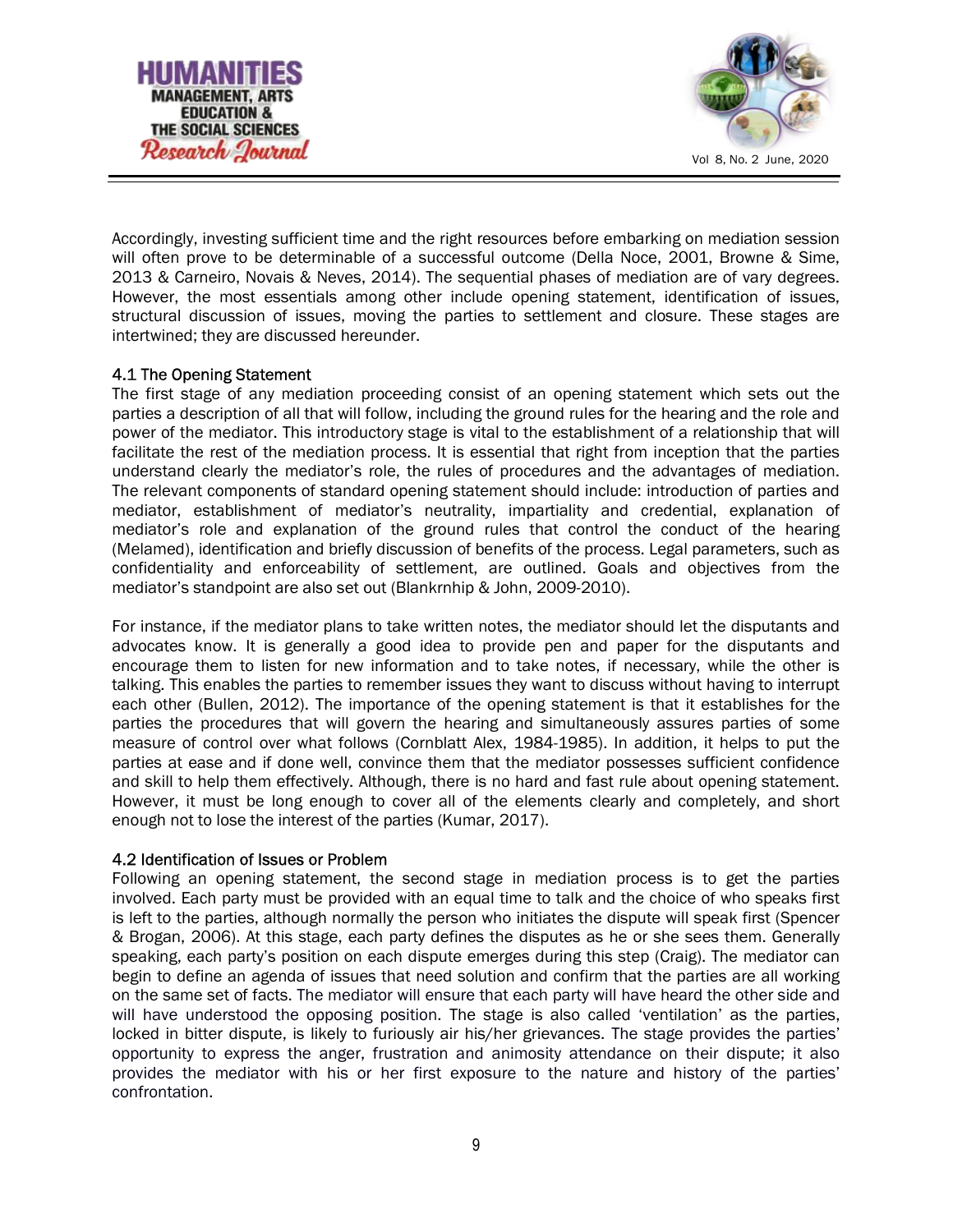Accordingly, investing sufficient time and the right resources before embarking on mediation session will often prove to be determinable of a successful outcome (Della Noce, 2001, Browne & Sime, 2013 & Carneiro, Novais & Neves, 2014). The sequential phases of mediation are of vary degrees. However, the most essentials among other include opening statement, identification of issues, structural discussion of issues, moving the parties to settlement and closure. These stages are intertwined; they are discussed hereunder.

### 4.1 The Opening Statement

The first stage of any mediation proceeding consist of an opening statement which sets out the parties a description of all that will follow, including the ground rules for the hearing and the role and power of the mediator. This introductory stage is vital to the establishment of a relationship that will facilitate the rest of the mediation process. It is essential that right from inception that the parties understand clearly the mediator's role, the rules of procedures and the advantages of mediation. The relevant components of standard opening statement should include: introduction of parties and mediator, establishment of mediator's neutrality, impartiality and credential, explanation of mediator's role and explanation of the ground rules that control the conduct of the hearing (Melamed), identification and briefly discussion of benefits of the process. Legal parameters, such as confidentiality and enforceability of settlement, are outlined. Goals and objectives from the mediator's standpoint are also set out (Blankrnhip & John, 2009-2010).

For instance, if the mediator plans to take written notes, the mediator should let the disputants and advocates know. It is generally a good idea to provide pen and paper for the disputants and encourage them to listen for new information and to take notes, if necessary, while the other is talking. This enables the parties to remember issues they want to discuss without having to interrupt each other (Bullen, 2012). The importance of the opening statement is that it establishes for the parties the procedures that will govern the hearing and simultaneously assures parties of some measure of control over what follows (Cornblatt Alex, 1984-1985). In addition, it helps to put the parties at ease and if done well, convince them that the mediator possesses sufficient confidence and skill to help them effectively. Although, there is no hard and fast rule about opening statement. However, it must be long enough to cover all of the elements clearly and completely, and short enough not to lose the interest of the parties (Kumar, 2017).

### 4.2 Identification of Issues or Problem

Following an opening statement, the second stage in mediation process is to get the parties involved. Each party must be provided with an equal time to talk and the choice of who speaks first is left to the parties, although normally the person who initiates the dispute will speak first (Spencer & Brogan, 2006). At this stage, each party defines the disputes as he or she sees them. Generally speaking, each party's position on each dispute emerges during this step (Craig). The mediator can begin to define an agenda of issues that need solution and confirm that the parties are all working on the same set of facts. The mediator will ensure that each party will have heard the other side and will have understood the opposing position. The stage is also called 'ventilation' as the parties, locked in bitter dispute, is likely to furiously air his/her grievances. The stage provides the parties' opportunity to express the anger, frustration and animosity attendance on their dispute; it also provides the mediator with his or her first exposure to the nature and history of the parties' confrontation.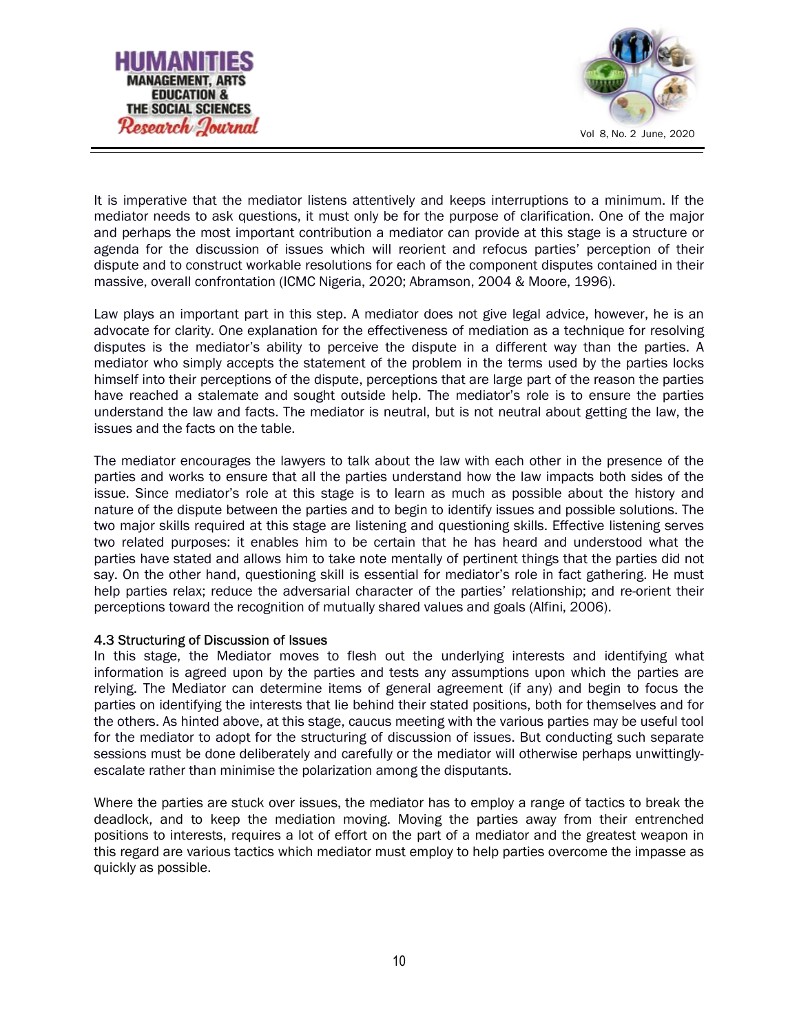It is imperative that the mediator listens attentively and keeps interruptions to a minimum. If the mediator needs to ask questions, it must only be for the purpose of clarification. One of the major and perhaps the most important contribution a mediator can provide at this stage is a structure or agenda for the discussion of issues which will reorient and refocus parties' perception of their dispute and to construct workable resolutions for each of the component disputes contained in their massive, overall confrontation (ICMC Nigeria, 2020; Abramson, 2004 & Moore, 1996).

Law plays an important part in this step. A mediator does not give legal advice, however, he is an advocate for clarity. One explanation for the effectiveness of mediation as a technique for resolving disputes is the mediator's ability to perceive the dispute in a different way than the parties. A mediator who simply accepts the statement of the problem in the terms used by the parties locks himself into their perceptions of the dispute, perceptions that are large part of the reason the parties have reached a stalemate and sought outside help. The mediator's role is to ensure the parties understand the law and facts. The mediator is neutral, but is not neutral about getting the law, the issues and the facts on the table.

The mediator encourages the lawyers to talk about the law with each other in the presence of the parties and works to ensure that all the parties understand how the law impacts both sides of the issue. Since mediator's role at this stage is to learn as much as possible about the history and nature of the dispute between the parties and to begin to identify issues and possible solutions. The two major skills required at this stage are listening and questioning skills. Effective listening serves two related purposes: it enables him to be certain that he has heard and understood what the parties have stated and allows him to take note mentally of pertinent things that the parties did not say. On the other hand, questioning skill is essential for mediator's role in fact gathering. He must help parties relax; reduce the adversarial character of the parties' relationship; and re-orient their perceptions toward the recognition of mutually shared values and goals (Alfini, 2006).

### 4.3 Structuring of Discussion of Issues

In this stage, the Mediator moves to flesh out the underlying interests and identifying what information is agreed upon by the parties and tests any assumptions upon which the parties are relying. The Mediator can determine items of general agreement (if any) and begin to focus the parties on identifying the interests that lie behind their stated positions, both for themselves and for the others. As hinted above, at this stage, caucus meeting with the various parties may be useful tool for the mediator to adopt for the structuring of discussion of issues. But conducting such separate sessions must be done deliberately and carefully or the mediator will otherwise perhaps unwittingly-escalate rather than minimise the polarization among the disputants.

Where the parties are stuck over issues, the mediator has to employ a range of tactics to break the deadlock, and to keep the mediation moving. Moving the parties away from their entrenched positions to interests, requires a lot of effort on the part of a mediator and the greatest weapon in this regard are various tactics which mediator must employ to help parties overcome the impasse as quickly as possible.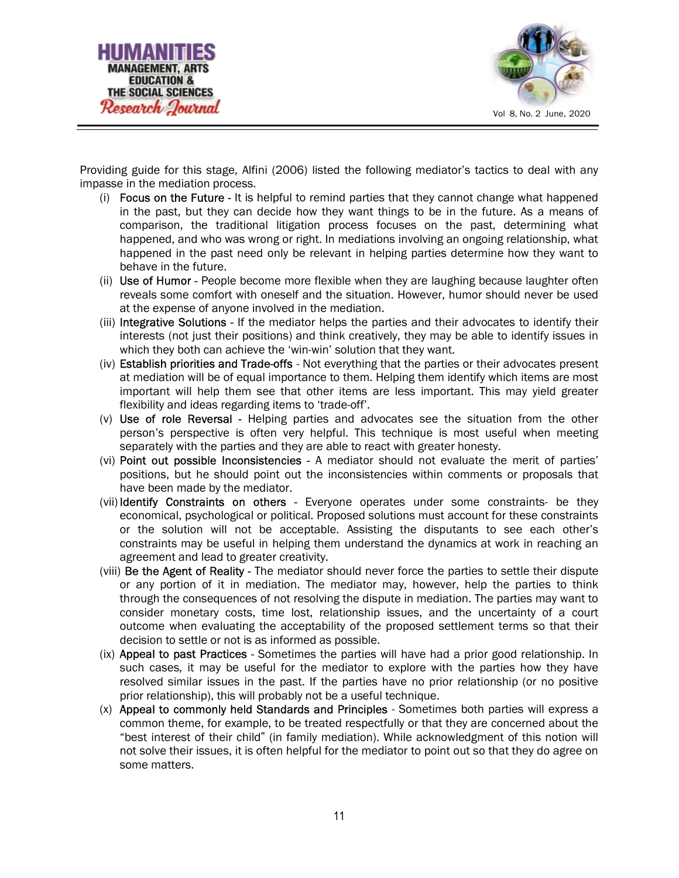Providing guide for this stage, Alfini (2006) listed the following mediator's tactics to deal with any impasse in the mediation process.

(i) Focus on the Future - It is helpful to remind parties that they cannot change what happened in the past, but they can decide how they want things to be in the future. As a means of comparison, the traditional litigation process focuses on the past, determining what happened, and who was wrong or right. In mediations involving an ongoing relationship, what happened in the past need only be relevant in helping parties determine how they want to behave in the future.

(ii) Use of Humor - People become more flexible when they are laughing because laughter often reveals some comfort with oneself and the situation. However, humor should never be used at the expense of anyone involved in the mediation.

(iii) Integrative Solutions - If the mediator helps the parties and their advocates to identify their interests (not just their positions) and think creatively, they may be able to identify issues in which they both can achieve the 'win-win' solution that they want.

(iv) Establish priorities and Trade-offs - Not everything that the parties or their advocates present at mediation will be of equal importance to them. Helping them identify which items are most important will help them see that other items are less important. This may yield greater flexibility and ideas regarding items to 'trade-off'.

(v) Use of role Reversal - Helping parties and advocates see the situation from the other person's perspective is often very helpful. This technique is most useful when meeting separately with the parties and they are able to react with greater honesty.

(vi) Point out possible Inconsistencies - A mediator should not evaluate the merit of parties' positions, but he should point out the inconsistencies within comments or proposals that have been made by the mediator.

(vii) Identify Constraints on others - Everyone operates under some constraints- be they economical, psychological or political. Proposed solutions must account for these constraints or the solution will not be acceptable. Assisting the disputants to see each other's constraints may be useful in helping them understand the dynamics at work in reaching an agreement and lead to greater creativity.

(viii) Be the Agent of Reality - The mediator should never force the parties to settle their dispute or any portion of it in mediation. The mediator may, however, help the parties to think through the consequences of not resolving the dispute in mediation. The parties may want to consider monetary costs, time lost, relationship issues, and the uncertainty of a court outcome when evaluating the acceptability of the proposed settlement terms so that their decision to settle or not is as informed as possible.

(ix) Appeal to past Practices - Sometimes the parties will have had a prior good relationship. In such cases, it may be useful for the mediator to explore with the parties how they have resolved similar issues in the past. If the parties have no prior relationship (or no positive prior relationship), this will probably not be a useful technique.

(x) Appeal to commonly held Standards and Principles - Sometimes both parties will express a common theme, for example, to be treated respectfully or that they are concerned about the "best interest of their child" (in family mediation). While acknowledgment of this notion will not solve their issues, it is often helpful for the mediator to point out so that they do agree on some matters.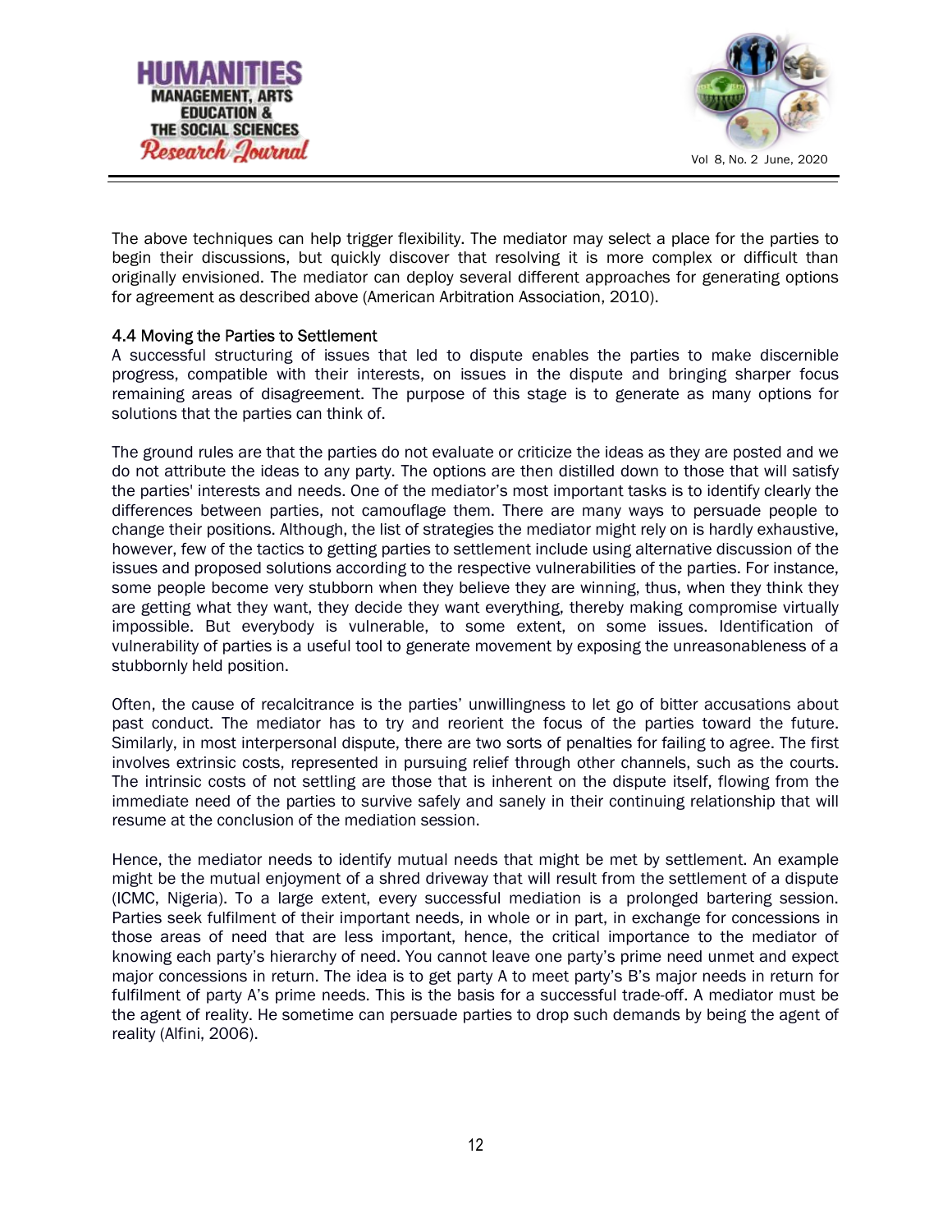The above techniques can help trigger flexibility. The mediator may select a place for the parties to begin their discussions, but quickly discover that resolving it is more complex or difficult than originally envisioned. The mediator can deploy several different approaches for generating options for agreement as described above (American Arbitration Association, 2010).

### 4.4 Moving the Parties to Settlement

A successful structuring of issues that led to dispute enables the parties to make discernible progress, compatible with their interests, on issues in the dispute and bringing sharper focus remaining areas of disagreement. The purpose of this stage is to generate as many options for solutions that the parties can think of.

The ground rules are that the parties do not evaluate or criticize the ideas as they are posted and we do not attribute the ideas to any party. The options are then distilled down to those that will satisfy the parties' interests and needs. One of the mediator's most important tasks is to identify clearly the differences between parties, not camouflage them. There are many ways to persuade people to change their positions. Although, the list of strategies the mediator might rely on is hardly exhaustive, however, few of the tactics to getting parties to settlement include using alternative discussion of the issues and proposed solutions according to the respective vulnerabilities of the parties. For instance, some people become very stubborn when they believe they are winning, thus, when they think they are getting what they want, they decide they want everything, thereby making compromise virtually impossible. But everybody is vulnerable, to some extent, on some issues. Identification of vulnerability of parties is a useful tool to generate movement by exposing the unreasonableness of a stubbornly held position.

Often, the cause of recalcitrance is the parties' unwillingness to let go of bitter accusations about past conduct. The mediator has to try and reorient the focus of the parties toward the future. Similarly, in most interpersonal dispute, there are two sorts of penalties for failing to agree. The first involves extrinsic costs, represented in pursuing relief through other channels, such as the courts. The intrinsic costs of not settling are those that is inherent on the dispute itself, flowing from the immediate need of the parties to survive safely and sanely in their continuing relationship that will resume at the conclusion of the mediation session.

Hence, the mediator needs to identify mutual needs that might be met by settlement. An example might be the mutual enjoyment of a shred driveway that will result from the settlement of a dispute (ICMC, Nigeria). To a large extent, every successful mediation is a prolonged bartering session. Parties seek fulfilment of their important needs, in whole or in part, in exchange for concessions in those areas of need that are less important, hence, the critical importance to the mediator of knowing each party's hierarchy of need. You cannot leave one party's prime need unmet and expect major concessions in return. The idea is to get party A to meet party's B's major needs in return for fulfilment of party A's prime needs. This is the basis for a successful trade-off. A mediator must be the agent of reality. He sometime can persuade parties to drop such demands by being the agent of reality (Alfini, 2006).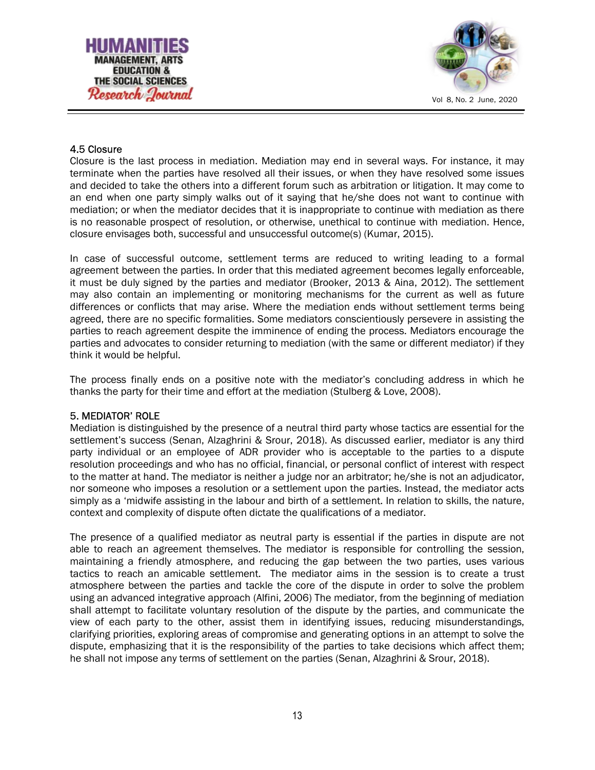### 4.5 Closure

Closure is the last process in mediation. Mediation may end in several ways. For instance, it may terminate when the parties have resolved all their issues, or when they have resolved some issues and decided to take the others into a different forum such as arbitration or litigation. It may come to an end when one party simply walks out of it saying that he/she does not want to continue with mediation; or when the mediator decides that it is inappropriate to continue with mediation as there is no reasonable prospect of resolution, or otherwise, unethical to continue with mediation. Hence, closure envisages both, successful and unsuccessful outcome(s) (Kumar, 2015).

In case of successful outcome, settlement terms are reduced to writing leading to a formal agreement between the parties. In order that this mediated agreement becomes legally enforceable, it must be duly signed by the parties and mediator (Brooker, 2013 & Aina, 2012). The settlement may also contain an implementing or monitoring mechanisms for the current as well as future differences or conflicts that may arise. Where the mediation ends without settlement terms being agreed, there are no specific formalities. Some mediators conscientiously persevere in assisting the parties to reach agreement despite the imminence of ending the process. Mediators encourage the parties and advocates to consider returning to mediation (with the same or different mediator) if they think it would be helpful.

The process finally ends on a positive note with the mediator's concluding address in which he thanks the party for their time and effort at the mediation (Stulberg & Love, 2008).

## 5. MEDIATOR' ROLE

Mediation is distinguished by the presence of a neutral third party whose tactics are essential for the settlement's success (Senan, Alzaghrini & Srour, 2018). As discussed earlier, mediator is any third party individual or an employee of ADR provider who is acceptable to the parties to a dispute resolution proceedings and who has no official, financial, or personal conflict of interest with respect to the matter at hand. The mediator is neither a judge nor an arbitrator; he/she is not an adjudicator, nor someone who imposes a resolution or a settlement upon the parties. Instead, the mediator acts simply as a 'midwife assisting in the labour and birth of a settlement. In relation to skills, the nature, context and complexity of dispute often dictate the qualifications of a mediator.

The presence of a qualified mediator as neutral party is essential if the parties in dispute are not able to reach an agreement themselves. The mediator is responsible for controlling the session, maintaining a friendly atmosphere, and reducing the gap between the two parties, uses various tactics to reach an amicable settlement. The mediator aims in the session is to create a trust atmosphere between the parties and tackle the core of the dispute in order to solve the problem using an advanced integrative approach (Alfini, 2006) The mediator, from the beginning of mediation shall attempt to facilitate voluntary resolution of the dispute by the parties, and communicate the view of each party to the other, assist them in identifying issues, reducing misunderstandings, clarifying priorities, exploring areas of compromise and generating options in an attempt to solve the dispute, emphasizing that it is the responsibility of the parties to take decisions which affect them; he shall not impose any terms of settlement on the parties (Senan, Alzaghrini & Srour, 2018).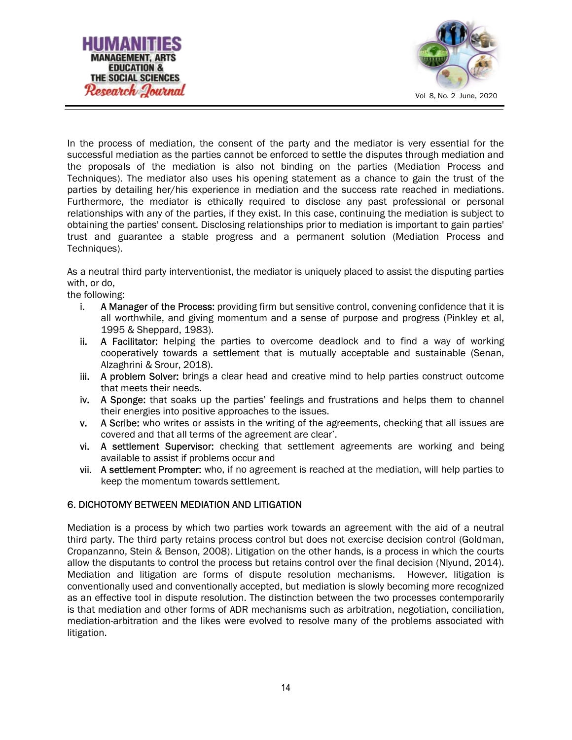In the process of mediation, the consent of the party and the mediator is very essential for the successful mediation as the parties cannot be enforced to settle the disputes through mediation and the proposals of the mediation is also not binding on the parties (Mediation Process and Techniques). The mediator also uses his opening statement as a chance to gain the trust of the parties by detailing her/his experience in mediation and the success rate reached in mediations. Furthermore, the mediator is ethically required to disclose any past professional or personal relationships with any of the parties, if they exist. In this case, continuing the mediation is subject to obtaining the parties' consent. Disclosing relationships prior to mediation is important to gain parties' trust and guarantee a stable progress and a permanent solution (Mediation Process and Techniques).

As a neutral third party interventionist, the mediator is uniquely placed to assist the disputing parties with, or do,
the following:

i. **A Manager of the Process:** providing firm but sensitive control, convening confidence that it is all worthwhile, and giving momentum and a sense of purpose and progress (Pinkley et al, 1995 & Sheppard, 1983).
ii. **A Facilitator:** helping the parties to overcome deadlock and to find a way of working cooperatively towards a settlement that is mutually acceptable and sustainable (Senan, Alzaghrini & Srour, 2018).
iii. **A problem Solver:** brings a clear head and creative mind to help parties construct outcome that meets their needs.
iv. **A Sponge:** that soaks up the parties' feelings and frustrations and helps them to channel their energies into positive approaches to the issues.
v. **A Scribe:** who writes or assists in the writing of the agreements, checking that all issues are covered and that all terms of the agreement are clear'.
vi. **A settlement Supervisor:** checking that settlement agreements are working and being available to assist if problems occur and
vii. **A settlement Prompter:** who, if no agreement is reached at the mediation, will help parties to keep the momentum towards settlement.

## 6. DICHOTOMY BETWEEN MEDIATION AND LITIGATION

Mediation is a process by which two parties work towards an agreement with the aid of a neutral third party. The third party retains process control but does not exercise decision control (Goldman, Cropanzanno, Stein & Benson, 2008). Litigation on the other hands, is a process in which the courts allow the disputants to control the process but retains control over the final decision (Nlyund, 2014). Mediation and litigation are forms of dispute resolution mechanisms. However, litigation is conventionally used and conventionally accepted, but mediation is slowly becoming more recognized as an effective tool in dispute resolution. The distinction between the two processes contemporarily is that mediation and other forms of ADR mechanisms such as arbitration, negotiation, conciliation, mediation-arbitration and the likes were evolved to resolve many of the problems associated with litigation.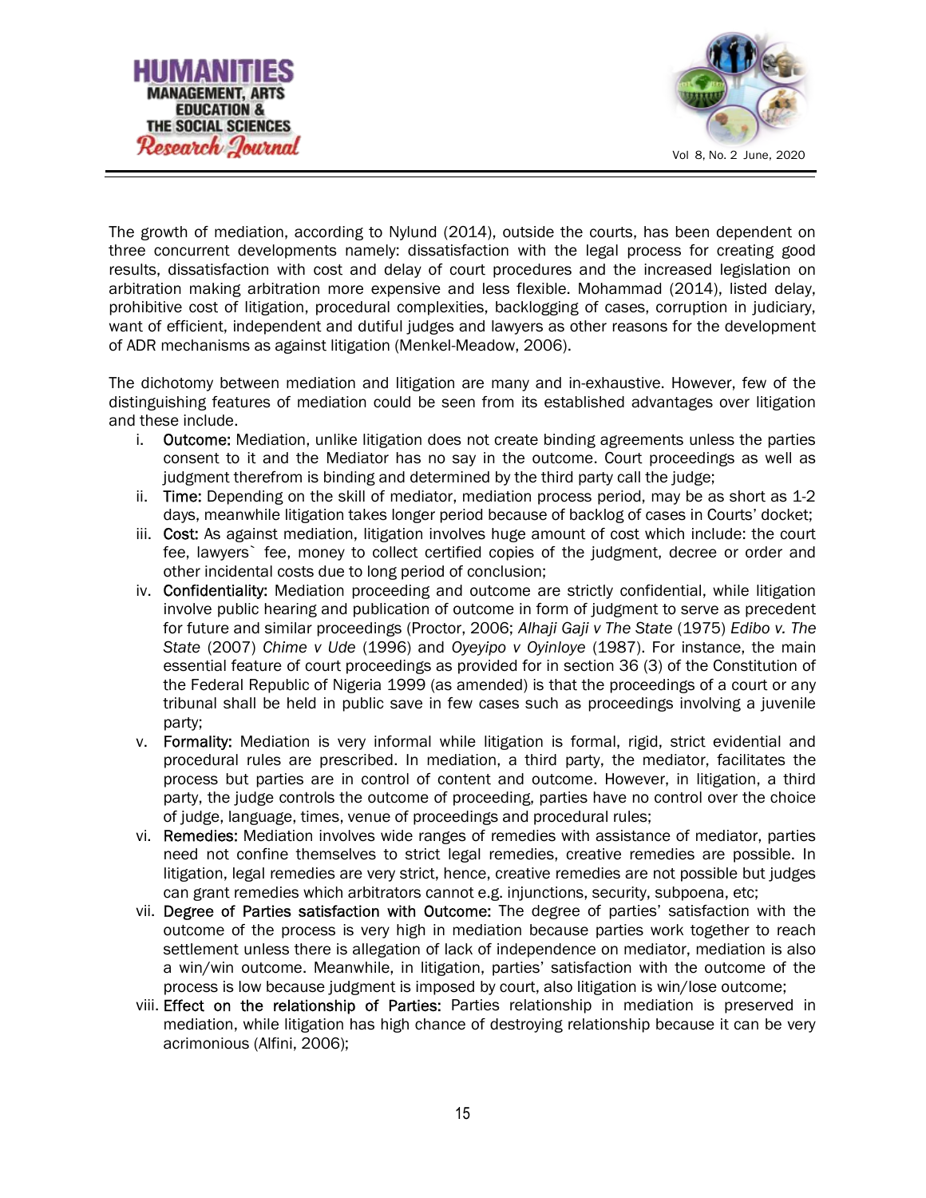The growth of mediation, according to Nylund (2014), outside the courts, has been dependent on three concurrent developments namely: dissatisfaction with the legal process for creating good results, dissatisfaction with cost and delay of court procedures and the increased legislation on arbitration making arbitration more expensive and less flexible. Mohammad (2014), listed delay, prohibitive cost of litigation, procedural complexities, backlogging of cases, corruption in judiciary, want of efficient, independent and dutiful judges and lawyers as other reasons for the development of ADR mechanisms as against litigation (Menkel-Meadow, 2006).

The dichotomy between mediation and litigation are many and in-exhaustive. However, few of the distinguishing features of mediation could be seen from its established advantages over litigation and these include.

i. **Outcome:** Mediation, unlike litigation does not create binding agreements unless the parties consent to it and the Mediator has no say in the outcome. Court proceedings as well as judgment therefrom is binding and determined by the third party call the judge;
ii. **Time:** Depending on the skill of mediator, mediation process period, may be as short as 1-2 days, meanwhile litigation takes longer period because of backlog of cases in Courts' docket;
iii. **Cost:** As against mediation, litigation involves huge amount of cost which include: the court fee, lawyers` fee, money to collect certified copies of the judgment, decree or order and other incidental costs due to long period of conclusion;
iv. **Confidentiality:** Mediation proceeding and outcome are strictly confidential, while litigation involve public hearing and publication of outcome in form of judgment to serve as precedent for future and similar proceedings (Proctor, 2006; *Alhaji Gaji v The State* (1975) *Edibo v. The State* (2007) *Chime v Ude* (1996) and *Oyeyipo v Oyinloye* (1987). For instance, the main essential feature of court proceedings as provided for in section 36 (3) of the Constitution of the Federal Republic of Nigeria 1999 (as amended) is that the proceedings of a court or any tribunal shall be held in public save in few cases such as proceedings involving a juvenile party;
v. **Formality:** Mediation is very informal while litigation is formal, rigid, strict evidential and procedural rules are prescribed. In mediation, a third party, the mediator, facilitates the process but parties are in control of content and outcome. However, in litigation, a third party, the judge controls the outcome of proceeding, parties have no control over the choice of judge, language, times, venue of proceedings and procedural rules;
vi. **Remedies:** Mediation involves wide ranges of remedies with assistance of mediator, parties need not confine themselves to strict legal remedies, creative remedies are possible. In litigation, legal remedies are very strict, hence, creative remedies are not possible but judges can grant remedies which arbitrators cannot e.g. injunctions, security, subpoena, etc;
vii. **Degree of Parties satisfaction with Outcome:** The degree of parties' satisfaction with the outcome of the process is very high in mediation because parties work together to reach settlement unless there is allegation of lack of independence on mediator, mediation is also a win/win outcome. Meanwhile, in litigation, parties' satisfaction with the outcome of the process is low because judgment is imposed by court, also litigation is win/lose outcome;
viii. **Effect on the relationship of Parties:** Parties relationship in mediation is preserved in mediation, while litigation has high chance of destroying relationship because it can be very acrimonious (Alfini, 2006);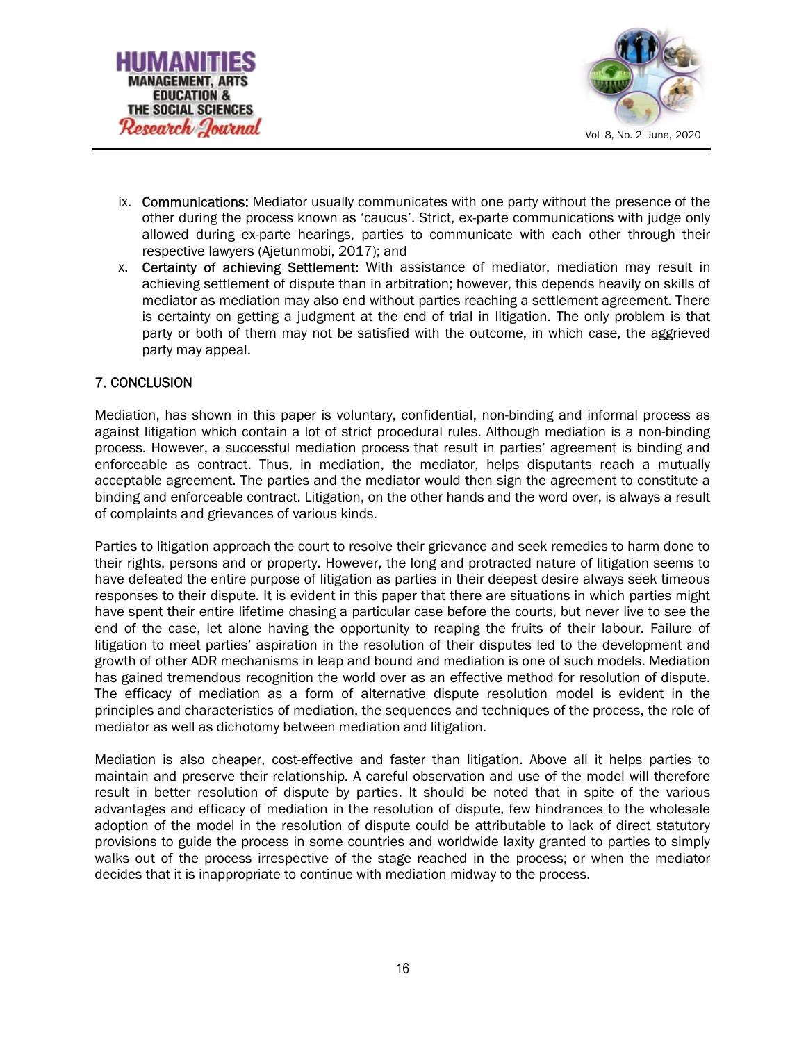ix. **Communications:** Mediator usually communicates with one party without the presence of the other during the process known as 'caucus'. Strict, ex-parte communications with judge only allowed during ex-parte hearings, parties to communicate with each other through their respective lawyers (Ajetunmobi, 2017); and

x. **Certainty of achieving Settlement:** With assistance of mediator, mediation may result in achieving settlement of dispute than in arbitration; however, this depends heavily on skills of mediator as mediation may also end without parties reaching a settlement agreement. There is certainty on getting a judgment at the end of trial in litigation. The only problem is that party or both of them may not be satisfied with the outcome, in which case, the aggrieved party may appeal.

## 7. CONCLUSION

Mediation, has shown in this paper is voluntary, confidential, non-binding and informal process as against litigation which contain a lot of strict procedural rules. Although mediation is a non-binding process. However, a successful mediation process that result in parties' agreement is binding and enforceable as contract. Thus, in mediation, the mediator, helps disputants reach a mutually acceptable agreement. The parties and the mediator would then sign the agreement to constitute a binding and enforceable contract. Litigation, on the other hands and the word over, is always a result of complaints and grievances of various kinds.

Parties to litigation approach the court to resolve their grievance and seek remedies to harm done to their rights, persons and or property. However, the long and protracted nature of litigation seems to have defeated the entire purpose of litigation as parties in their deepest desire always seek timeous responses to their dispute. It is evident in this paper that there are situations in which parties might have spent their entire lifetime chasing a particular case before the courts, but never live to see the end of the case, let alone having the opportunity to reaping the fruits of their labour. Failure of litigation to meet parties' aspiration in the resolution of their disputes led to the development and growth of other ADR mechanisms in leap and bound and mediation is one of such models. Mediation has gained tremendous recognition the world over as an effective method for resolution of dispute. The efficacy of mediation as a form of alternative dispute resolution model is evident in the principles and characteristics of mediation, the sequences and techniques of the process, the role of mediator as well as dichotomy between mediation and litigation.

Mediation is also cheaper, cost-effective and faster than litigation. Above all it helps parties to maintain and preserve their relationship. A careful observation and use of the model will therefore result in better resolution of dispute by parties. It should be noted that in spite of the various advantages and efficacy of mediation in the resolution of dispute, few hindrances to the wholesale adoption of the model in the resolution of dispute could be attributable to lack of direct statutory provisions to guide the process in some countries and worldwide laxity granted to parties to simply walks out of the process irrespective of the stage reached in the process; or when the mediator decides that it is inappropriate to continue with mediation midway to the process.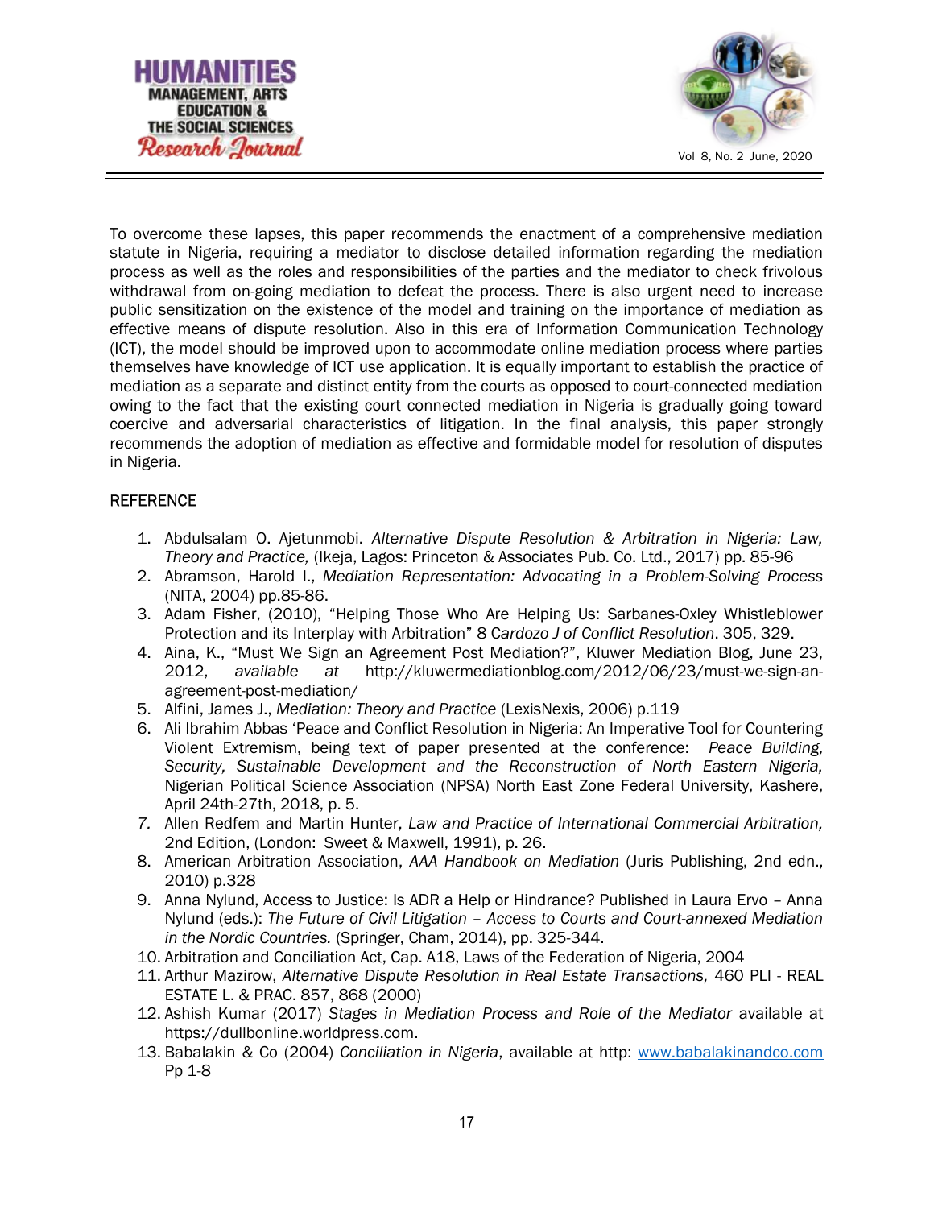To overcome these lapses, this paper recommends the enactment of a comprehensive mediation statute in Nigeria, requiring a mediator to disclose detailed information regarding the mediation process as well as the roles and responsibilities of the parties and the mediator to check frivolous withdrawal from on-going mediation to defeat the process. There is also urgent need to increase public sensitization on the existence of the model and training on the importance of mediation as effective means of dispute resolution. Also in this era of Information Communication Technology (ICT), the model should be improved upon to accommodate online mediation process where parties themselves have knowledge of ICT use application. It is equally important to establish the practice of mediation as a separate and distinct entity from the courts as opposed to court-connected mediation owing to the fact that the existing court connected mediation in Nigeria is gradually going toward coercive and adversarial characteristics of litigation. In the final analysis, this paper strongly recommends the adoption of mediation as effective and formidable model for resolution of disputes in Nigeria.

## REFERENCE

1. Abdulsalam O. Ajetunmobi. *Alternative Dispute Resolution & Arbitration in Nigeria: Law, Theory and Practice,* (Ikeja, Lagos: Princeton & Associates Pub. Co. Ltd., 2017) pp. 85-96
2. Abramson, Harold I., *Mediation Representation: Advocating in a Problem-Solving Process* (NITA, 2004) pp.85-86.
3. Adam Fisher, (2010), "Helping Those Who Are Helping Us: Sarbanes-Oxley Whistleblower Protection and its Interplay with Arbitration" 8 C*ardozo J of Conflict Resolution*. 305, 329.
4. Aina, K., "Must We Sign an Agreement Post Mediation?", Kluwer Mediation Blog, June 23, 2012, *available at* http://kluwermediationblog.com/2012/06/23/must-we-sign-an-agreement-post-mediation/
5. Alfini, James J., *Mediation: Theory and Practice* (LexisNexis, 2006) p.119
6. Ali Ibrahim Abbas 'Peace and Conflict Resolution in Nigeria: An Imperative Tool for Countering Violent Extremism, being text of paper presented at the conference: *Peace Building, Security, Sustainable Development and the Reconstruction of North Eastern Nigeria,* Nigerian Political Science Association (NPSA) North East Zone Federal University, Kashere, April 24th-27th, 2018, p. 5.
7. Allen Redfem and Martin Hunter, *Law and Practice of International Commercial Arbitration,* 2nd Edition, (London: Sweet & Maxwell, 1991), p. 26.
8. American Arbitration Association, *AAA Handbook on Mediation* (Juris Publishing, 2nd edn., 2010) p.328
9. Anna Nylund, Access to Justice: Is ADR a Help or Hindrance? Published in Laura Ervo – Anna Nylund (eds.): *The Future of Civil Litigation – Access to Courts and Court-annexed Mediation in the Nordic Countries.* (Springer, Cham, 2014), pp. 325-344.
10. Arbitration and Conciliation Act, Cap. A18, Laws of the Federation of Nigeria, 2004
11. Arthur Mazirow, *Alternative Dispute Resolution in Real Estate Transactions,* 460 PLI - REAL ESTATE L. & PRAC. 857, 868 (2000)
12. Ashish Kumar (2017) *Stages in Mediation Process and Role of the Mediator* available at https://dullbonline.worldpress.com.
13. Babalakin & Co (2004) *Conciliation in Nigeria*, available at http: www.babalakinandco.com Pp 1-8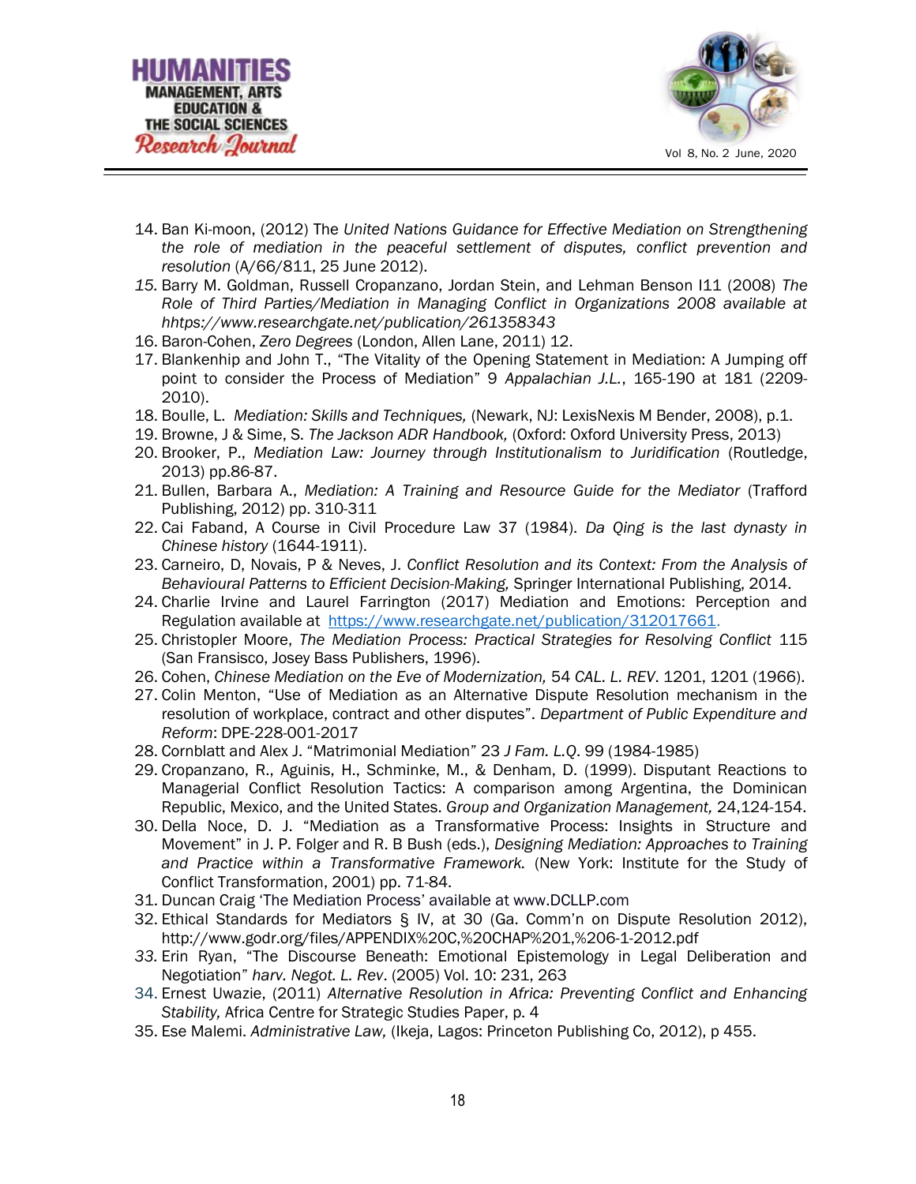14. Ban Ki-moon, (2012) The *United Nations Guidance for Effective Mediation on Strengthening the role of mediation in the peaceful settlement of disputes, conflict prevention and resolution* (A/66/811, 25 June 2012).
15. Barry M. Goldman, Russell Cropanzano, Jordan Stein, and Lehman Benson I11 (2008) *The Role of Third Parties/Mediation in Managing Conflict in Organizations 2008 available at hhttps://www.researchgate.net/publication/261358343*
16. Baron-Cohen, *Zero Degrees* (London, Allen Lane, 2011) 12.
17. Blankenhip and John T., "The Vitality of the Opening Statement in Mediation: A Jumping off point to consider the Process of Mediation" 9 *Appalachian J.L.*, 165-190 at 181 (2209-2010).
18. Boulle, L. *Mediation: Skills and Techniques,* (Newark, NJ: LexisNexis M Bender, 2008), p.1.
19. Browne, J & Sime, S. *The Jackson ADR Handbook,* (Oxford: Oxford University Press, 2013)
20. Brooker, P., *Mediation Law: Journey through Institutionalism to Juridification* (Routledge, 2013) pp.86-87.
21. Bullen, Barbara A., *Mediation: A Training and Resource Guide for the Mediator* (Trafford Publishing, 2012) pp. 310-311
22. Cai Faband, A Course in Civil Procedure Law 37 (1984). *Da Qing is the last dynasty in Chinese history* (1644-1911).
23. Carneiro, D, Novais, P & Neves, J. *Conflict Resolution and its Context: From the Analysis of Behavioural Patterns to Efficient Decision-Making,* Springer International Publishing, 2014.
24. Charlie Irvine and Laurel Farrington (2017) Mediation and Emotions: Perception and Regulation available at https://www.researchgate.net/publication/312017661.
25. Christopler Moore, *The Mediation Process: Practical Strategies for Resolving Conflict* 115 (San Fransisco, Josey Bass Publishers, 1996).
26. Cohen, *Chinese Mediation on the Eve of Modernization,* 54 *CAL. L. REV*. 1201, 1201 (1966).
27. Colin Menton, "Use of Mediation as an Alternative Dispute Resolution mechanism in the resolution of workplace, contract and other disputes". *Department of Public Expenditure and Reform*: DPE-228-001-2017
28. Cornblatt and Alex J. "Matrimonial Mediation" 23 *J Fam. L.Q*. 99 (1984-1985)
29. Cropanzano, R., Aguinis, H., Schminke, M., & Denham, D. (1999). Disputant Reactions to Managerial Conflict Resolution Tactics: A comparison among Argentina, the Dominican Republic, Mexico, and the United States. *Group and Organization Management,* 24,124-154.
30. Della Noce, D. J. "Mediation as a Transformative Process: Insights in Structure and Movement" in J. P. Folger and R. B Bush (eds.), *Designing Mediation: Approaches to Training and Practice within a Transformative Framework.* (New York: Institute for the Study of Conflict Transformation, 2001) pp. 71-84.
31. Duncan Craig 'The Mediation Process' available at www.DCLLP.com
32. Ethical Standards for Mediators § IV, at 30 (Ga. Comm'n on Dispute Resolution 2012), http://www.godr.org/files/APPENDIX%20C,%20CHAP%201,%206-1-2012.pdf
33. Erin Ryan, "The Discourse Beneath: Emotional Epistemology in Legal Deliberation and Negotiation" *harv. Negot. L. Rev*. (2005) Vol. 10: 231, 263
34. Ernest Uwazie, (2011) *Alternative Resolution in Africa: Preventing Conflict and Enhancing Stability,* Africa Centre for Strategic Studies Paper, p. 4
35. Ese Malemi. *Administrative Law,* (Ikeja, Lagos: Princeton Publishing Co, 2012), p 455.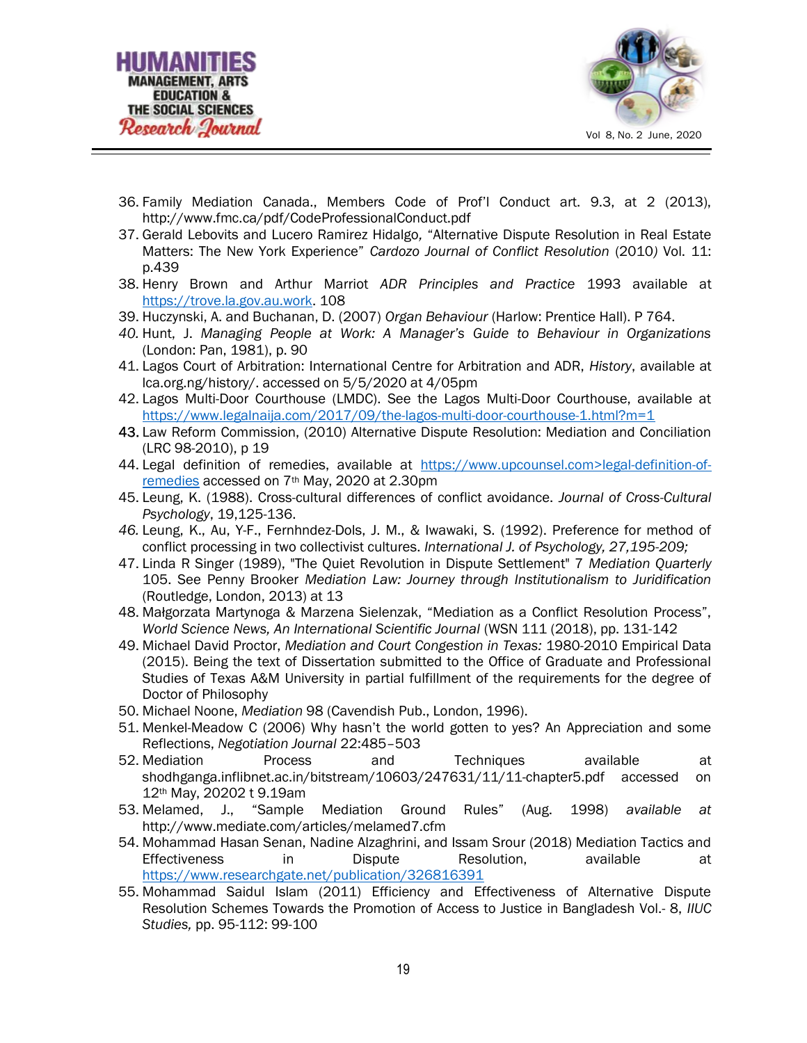36. Family Mediation Canada., Members Code of Prof'l Conduct art. 9.3, at 2 (2013), http://www.fmc.ca/pdf/CodeProfessionalConduct.pdf
37. Gerald Lebovits and Lucero Ramirez Hidalgo, "Alternative Dispute Resolution in Real Estate Matters: The New York Experience" *Cardozo Journal of Conflict Resolution* (2010) Vol. 11: p.439
38. Henry Brown and Arthur Marriot *ADR Principles and Practice* 1993 available at https://trove.la.gov.au.work. 108
39. Huczynski, A. and Buchanan, D. (2007) *Organ Behaviour* (Harlow: Prentice Hall). P 764.
40. Hunt, J. *Managing People at Work: A Manager's Guide to Behaviour in Organizations* (London: Pan, 1981), p. 90
41. Lagos Court of Arbitration: International Centre for Arbitration and ADR, *History*, available at lca.org.ng/history/. accessed on 5/5/2020 at 4/05pm
42. Lagos Multi-Door Courthouse (LMDC). See the Lagos Multi-Door Courthouse, available at https://www.legalnaija.com/2017/09/the-lagos-multi-door-courthouse-1.html?m=1
43. Law Reform Commission, (2010) Alternative Dispute Resolution: Mediation and Conciliation (LRC 98-2010), p 19
44. Legal definition of remedies, available at https://www.upcounsel.com>legal-definition-of-remedies accessed on 7th May, 2020 at 2.30pm
45. Leung, K. (1988). Cross-cultural differences of conflict avoidance. *Journal of Cross-Cultural Psychology*, 19,125-136.
46. Leung, K., Au, Y-F., Fernhndez-Dols, J. M., & Iwawaki, S. (1992). Preference for method of conflict processing in two collectivist cultures. *International J. of Psychology, 27,195-209;*
47. Linda R Singer (1989), "The Quiet Revolution in Dispute Settlement" 7 *Mediation Quarterly* 105. See Penny Brooker *Mediation Law: Journey through Institutionalism to Juridification* (Routledge, London, 2013) at 13
48. Małgorzata Martynoga & Marzena Sielenzak, "Mediation as a Conflict Resolution Process", *World Science News, An International Scientific Journal* (WSN 111 (2018), pp. 131-142
49. Michael David Proctor, *Mediation and Court Congestion in Texas:* 1980-2010 Empirical Data (2015). Being the text of Dissertation submitted to the Office of Graduate and Professional Studies of Texas A&M University in partial fulfillment of the requirements for the degree of Doctor of Philosophy
50. Michael Noone, *Mediation* 98 (Cavendish Pub., London, 1996).
51. Menkel-Meadow C (2006) Why hasn't the world gotten to yes? An Appreciation and some Reflections, *Negotiation Journal* 22:485–503
52. Mediation Process and Techniques available at shodhganga.inflibnet.ac.in/bitstream/10603/247631/11/11-chapter5.pdf accessed on 12th May, 20202 t 9.19am
53. Melamed, J., "Sample Mediation Ground Rules" (Aug. 1998) *available at* http://www.mediate.com/articles/melamed7.cfm
54. Mohammad Hasan Senan, Nadine Alzaghrini, and Issam Srour (2018) Mediation Tactics and Effectiveness in Dispute Resolution, available at https://www.researchgate.net/publication/326816391
55. Mohammad Saidul Islam (2011) Efficiency and Effectiveness of Alternative Dispute Resolution Schemes Towards the Promotion of Access to Justice in Bangladesh Vol.- 8, *IIUC Studies,* pp. 95-112: 99-100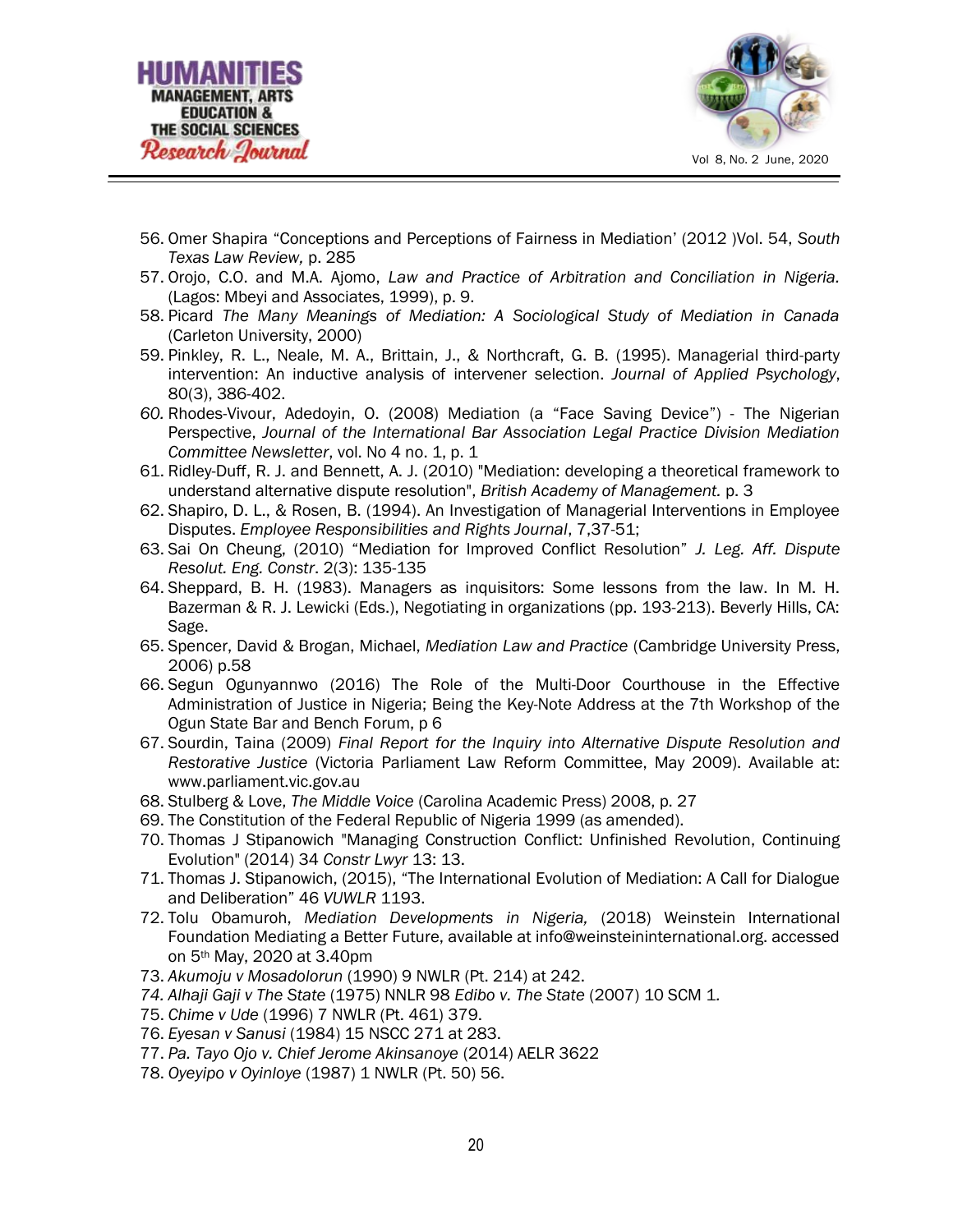56. Omer Shapira "Conceptions and Perceptions of Fairness in Mediation' (2012 )Vol. 54, *South Texas Law Review,* p. 285
57. Orojo, C.O. and M.A. Ajomo, *Law and Practice of Arbitration and Conciliation in Nigeria.* (Lagos: Mbeyi and Associates, 1999), p. 9.
58. Picard *The Many Meanings of Mediation: A Sociological Study of Mediation in Canada* (Carleton University, 2000)
59. Pinkley, R. L., Neale, M. A., Brittain, J., & Northcraft, G. B. (1995). Managerial third-party intervention: An inductive analysis of intervener selection. *Journal of Applied Psychology*, 80(3), 386-402.
60. Rhodes-Vivour, Adedoyin, O. (2008) Mediation (a "Face Saving Device") - The Nigerian Perspective, *Journal of the International Bar Association Legal Practice Division Mediation Committee Newsletter*, vol. No 4 no. 1, p. 1
61. Ridley-Duff, R. J. and Bennett, A. J. (2010) "Mediation: developing a theoretical framework to understand alternative dispute resolution", *British Academy of Management.* p. 3
62. Shapiro, D. L., & Rosen, B. (1994). An Investigation of Managerial Interventions in Employee Disputes. *Employee Responsibilities and Rights Journal*, 7,37-51;
63. Sai On Cheung, (2010) "Mediation for Improved Conflict Resolution" *J. Leg. Aff. Dispute Resolut. Eng. Constr*. 2(3): 135-135
64. Sheppard, B. H. (1983). Managers as inquisitors: Some lessons from the law. In M. H. Bazerman & R. J. Lewicki (Eds.), Negotiating in organizations (pp. 193-213). Beverly Hills, CA: Sage.
65. Spencer, David & Brogan, Michael, *Mediation Law and Practice* (Cambridge University Press, 2006) p.58
66. Segun Ogunyannwo (2016) The Role of the Multi-Door Courthouse in the Effective Administration of Justice in Nigeria; Being the Key-Note Address at the 7th Workshop of the Ogun State Bar and Bench Forum, p 6
67. Sourdin, Taina (2009) *Final Report for the Inquiry into Alternative Dispute Resolution and Restorative Justice* (Victoria Parliament Law Reform Committee, May 2009). Available at: www.parliament.vic.gov.au
68. Stulberg & Love, *The Middle Voice* (Carolina Academic Press) 2008, p. 27
69. The Constitution of the Federal Republic of Nigeria 1999 (as amended).
70. Thomas J Stipanowich "Managing Construction Conflict: Unfinished Revolution, Continuing Evolution" (2014) 34 *Constr Lwyr* 13: 13.
71. Thomas J. Stipanowich, (2015), "The International Evolution of Mediation: A Call for Dialogue and Deliberation" 46 *VUWLR* 1193.
72. Tolu Obamuroh, *Mediation Developments in Nigeria,* (2018) Weinstein International Foundation Mediating a Better Future, available at info@weinsteininternational.org. accessed on 5th May, 2020 at 3.40pm
73. *Akumoju v Mosadolorun* (1990) 9 NWLR (Pt. 214) at 242.
74. *Alhaji Gaji v The State* (1975) NNLR 98 *Edibo v. The State* (2007) 10 SCM 1.
75. *Chime v Ude* (1996) 7 NWLR (Pt. 461) 379.
76. *Eyesan v Sanusi* (1984) 15 NSCC 271 at 283.
77. *Pa. Tayo Ojo v. Chief Jerome Akinsanoye* (2014) AELR 3622
78. *Oyeyipo v Oyinloye* (1987) 1 NWLR (Pt. 50) 56.